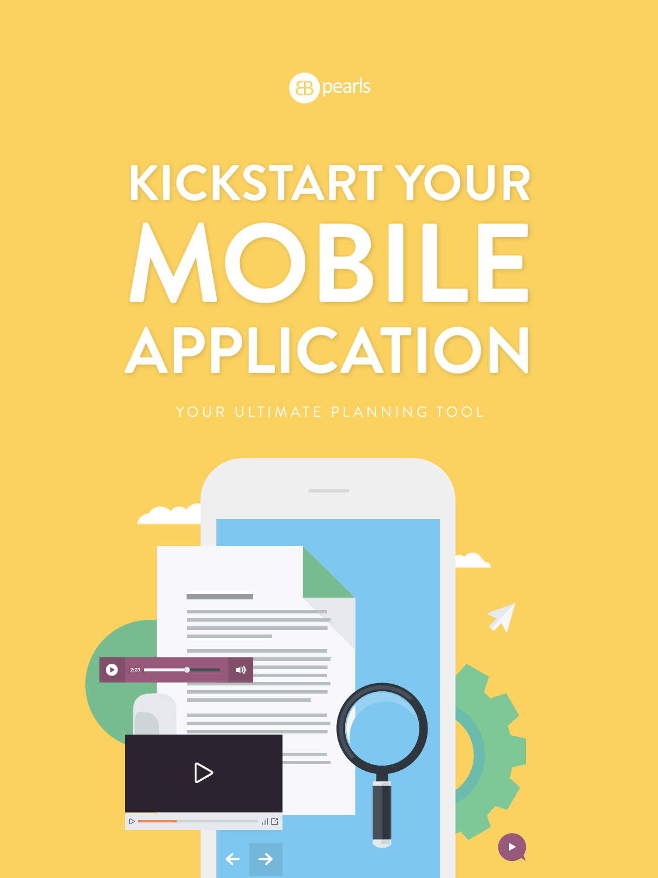pearls

# KICKSTART YOUR MOBILE APPLICATION

YOUR ULTIMATE PLANNING TOOL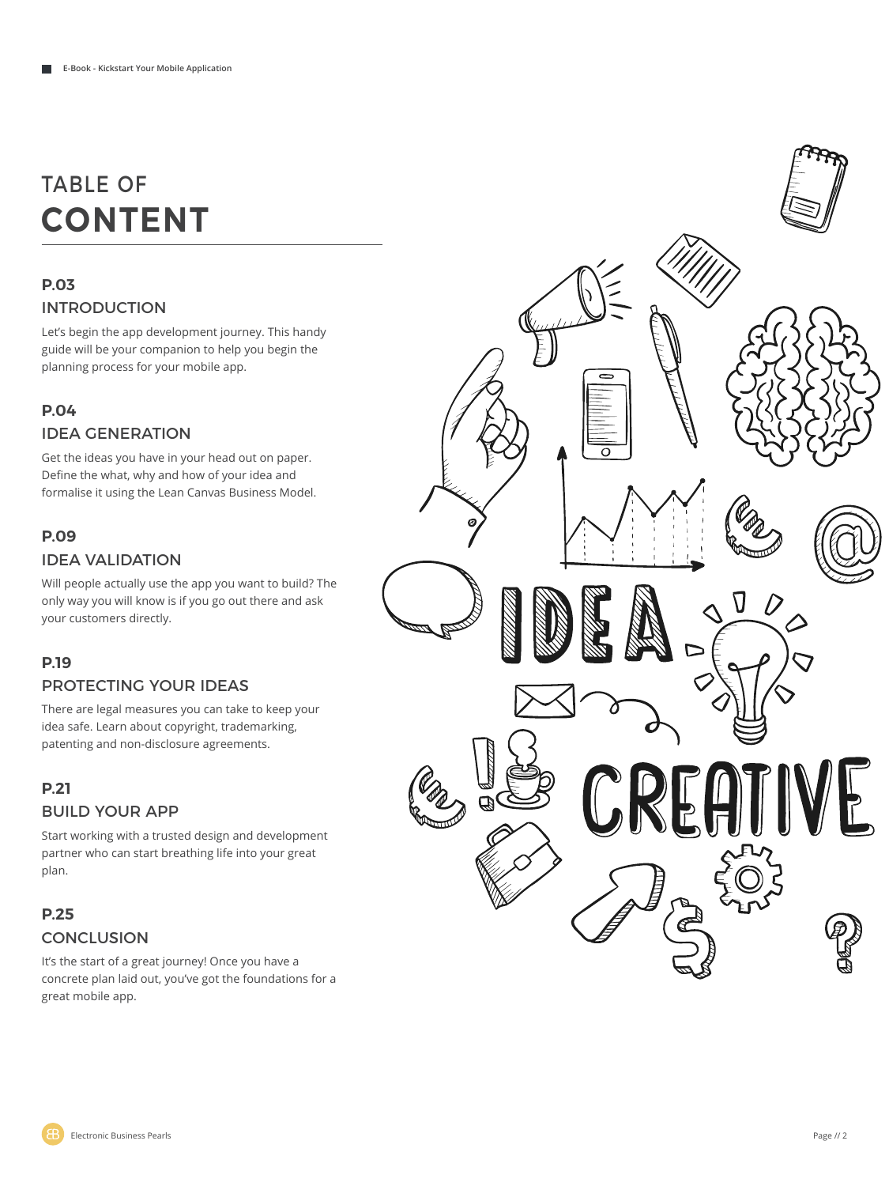# TABLE OF CONTENT

## P.03

### INTRODUCTION

Let's begin the app development journey. This handy guide will be your companion to help you begin the planning process for your mobile app.

## P.04

### IDEA GENERATION

Get the ideas you have in your head out on paper. Define the what, why and how of your idea and formalise it using the Lean Canvas Business Model.

## P.09

### IDEA VALIDATION

Will people actually use the app you want to build? The only way you will know is if you go out there and ask your customers directly.

## P.19

### PROTECTING YOUR IDEAS

There are legal measures you can take to keep your idea safe. Learn about copyright, trademarking, patenting and non-disclosure agreements.

## P.21

### BUILD YOUR APP

Start working with a trusted design and development partner who can start breathing life into your great plan.

## P.25

### CONCLUSION

It's the start of a great journey! Once you have a concrete plan laid out, you've got the foundations for a great mobile app.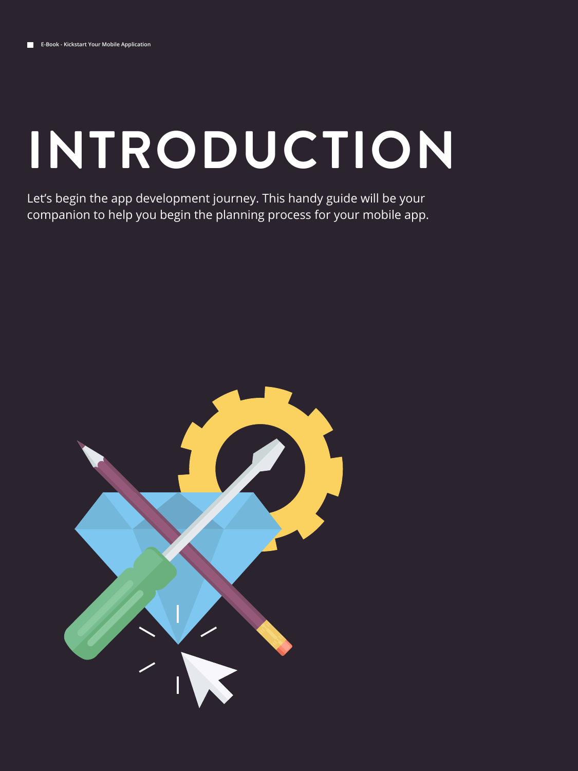# INTRODUCTION

Let's begin the app development journey. This handy guide will be your companion to help you begin the planning process for your mobile app.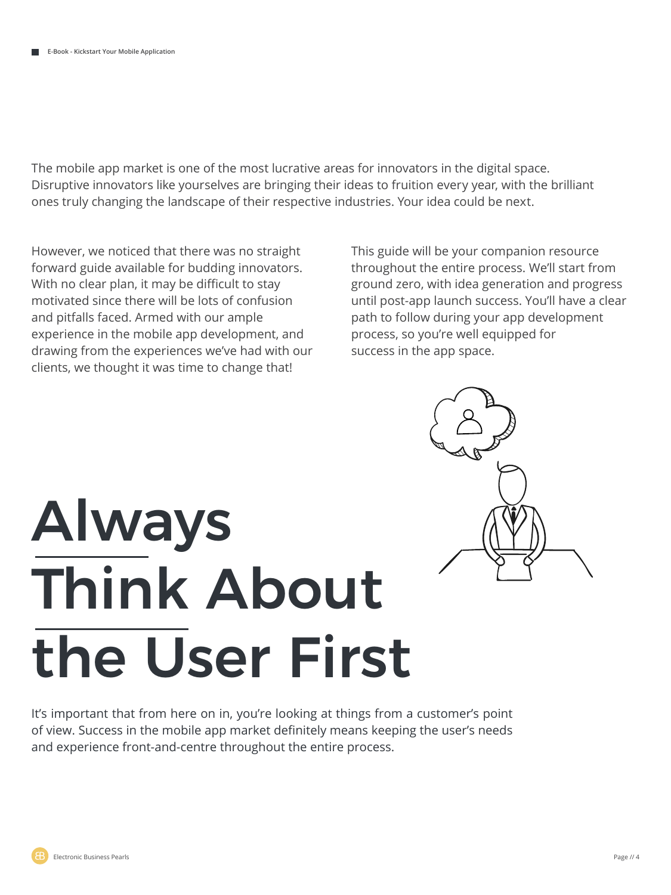The mobile app market is one of the most lucrative areas for innovators in the digital space. Disruptive innovators like yourselves are bringing their ideas to fruition every year, with the brilliant ones truly changing the landscape of their respective industries. Your idea could be next.

However, we noticed that there was no straight forward guide available for budding innovators. With no clear plan, it may be difficult to stay motivated since there will be lots of confusion and pitfalls faced. Armed with our ample experience in the mobile app development, and drawing from the experiences we've had with our clients, we thought it was time to change that!

This guide will be your companion resource throughout the entire process. We'll start from ground zero, with idea generation and progress until post-app launch success. You'll have a clear path to follow during your app development process, so you're well equipped for success in the app space.

# Always Think About the User First

It's important that from here on in, you're looking at things from a customer's point of view. Success in the mobile app market definitely means keeping the user's needs and experience front-and-centre throughout the entire process.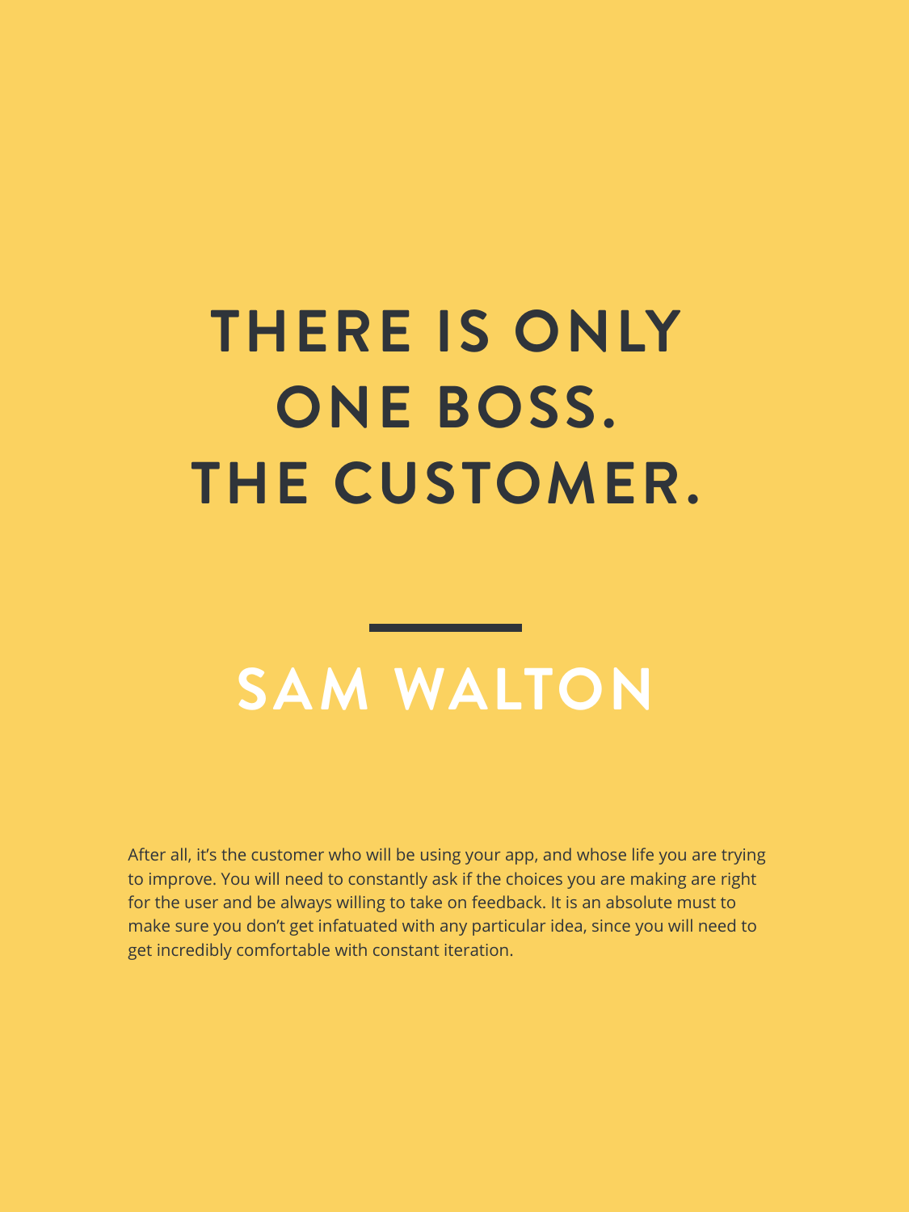# THERE IS ONLY ONE BOSS. THE CUSTOMER.

## SAM WALTON

After all, it's the customer who will be using your app, and whose life you are trying to improve. You will need to constantly ask if the choices you are making are right for the user and be always willing to take on feedback. It is an absolute must to make sure you don't get infatuated with any particular idea, since you will need to get incredibly comfortable with constant iteration.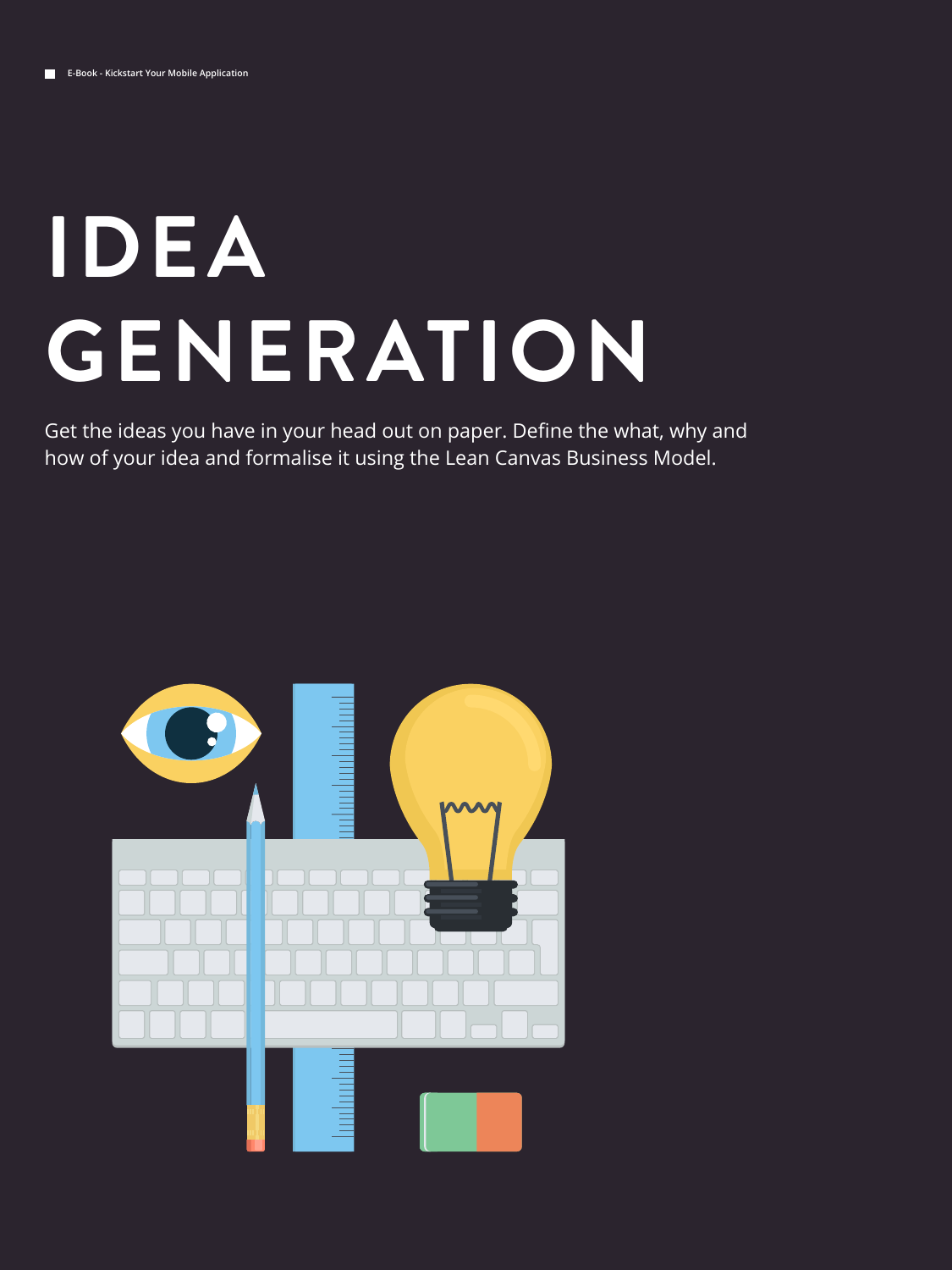# IDEA GENERATION

Get the ideas you have in your head out on paper. Define the what, why and how of your idea and formalise it using the Lean Canvas Business Model.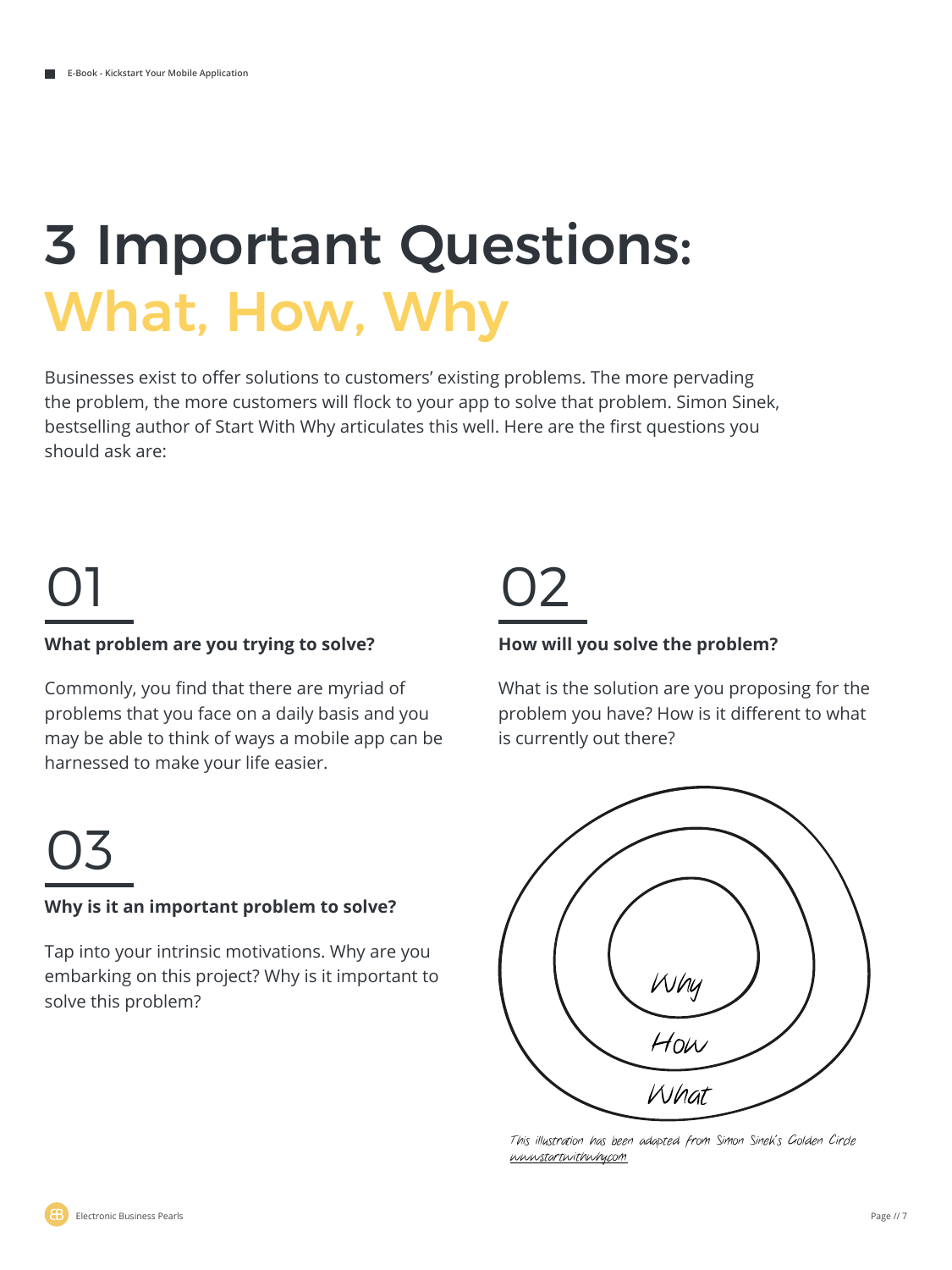# 3 Important Questions: What, How, Why

Businesses exist to offer solutions to customers' existing problems. The more pervading the problem, the more customers will flock to your app to solve that problem. Simon Sinek, bestselling author of Start With Why articulates this well. Here are the first questions you should ask are:

## 01

**What problem are you trying to solve?**

Commonly, you find that there are myriad of problems that you face on a daily basis and you may be able to think of ways a mobile app can be harnessed to make your life easier.

## 02

**How will you solve the problem?**

What is the solution are you proposing for the problem you have? How is it different to what is currently out there?

## 03

**Why is it an important problem to solve?**

Tap into your intrinsic motivations. Why are you embarking on this project? Why is it important to solve this problem?

Why

How

What

*This illustration has been adapted from Simon Sinek's Golden Circle www.startwithwhy.com*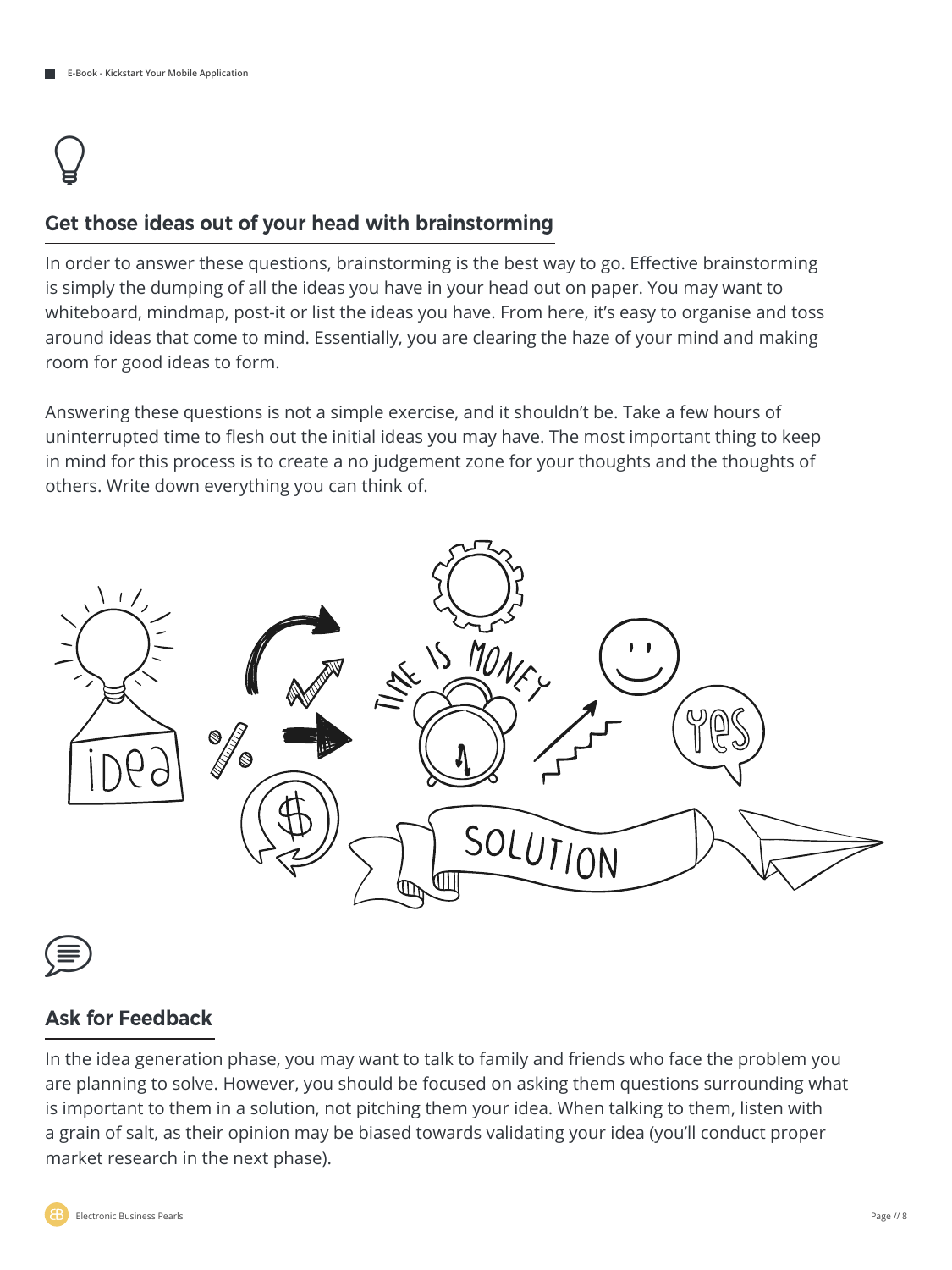## Get those ideas out of your head with brainstorming

In order to answer these questions, brainstorming is the best way to go. Effective brainstorming is simply the dumping of all the ideas you have in your head out on paper. You may want to whiteboard, mindmap, post-it or list the ideas you have. From here, it's easy to organise and toss around ideas that come to mind. Essentially, you are clearing the haze of your mind and making room for good ideas to form.

Answering these questions is not a simple exercise, and it shouldn't be. Take a few hours of uninterrupted time to flesh out the initial ideas you may have. The most important thing to keep in mind for this process is to create a no judgement zone for your thoughts and the thoughts of others. Write down everything you can think of.

## Ask for Feedback

In the idea generation phase, you may want to talk to family and friends who face the problem you are planning to solve. However, you should be focused on asking them questions surrounding what is important to them in a solution, not pitching them your idea. When talking to them, listen with a grain of salt, as their opinion may be biased towards validating your idea (you'll conduct proper market research in the next phase).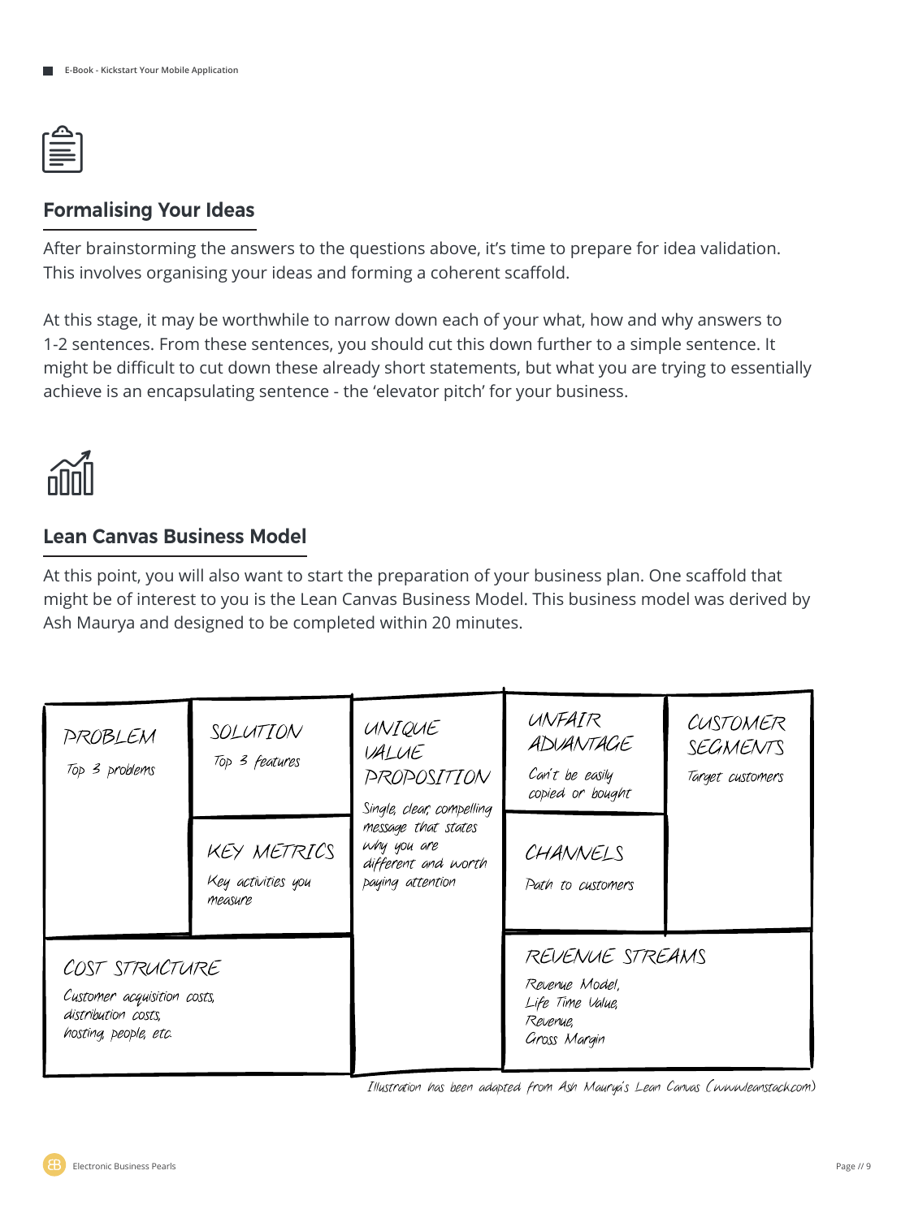## Formalising Your Ideas

After brainstorming the answers to the questions above, it's time to prepare for idea validation. This involves organising your ideas and forming a coherent scaffold.

At this stage, it may be worthwhile to narrow down each of your what, how and why answers to 1-2 sentences. From these sentences, you should cut this down further to a simple sentence. It might be difficult to cut down these already short statements, but what you are trying to essentially achieve is an encapsulating sentence - the 'elevator pitch' for your business.

## Lean Canvas Business Model

At this point, you will also want to start the preparation of your business plan. One scaffold that might be of interest to you is the Lean Canvas Business Model. This business model was derived by Ash Maurya and designed to be completed within 20 minutes.

| PROBLEM | SOLUTION | UNIQUE VALUE PROPOSITION | UNFAIR ADVANTAGE | CUSTOMER SEGMENTS |
| --- | --- | --- | --- | --- |
| Top 3 problems | Top 3 features | Single, clear, compelling message that states why you are different and worth paying attention | Can't be easily copied or bought | Target customers |
| | KEY METRICS | | CHANNELS | |
| | Key activities you measure | | Path to customers | |
| COST STRUCTURE | | | REVENUE STREAMS | |
| Customer acquisition costs, distribution costs, hosting, people, etc. | | | Revenue Model, Life Time Value, Revenue, Gross Margin | |

Illustration has been adapted from Ash Maurya's Lean Canvas (www.leanstack.com)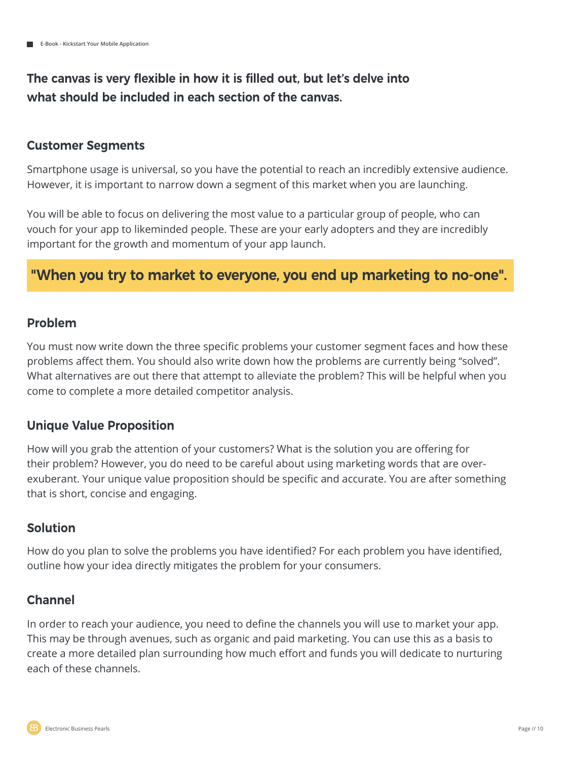**The canvas is very flexible in how it is filled out, but let's delve into what should be included in each section of the canvas.**

## Customer Segments

Smartphone usage is universal, so you have the potential to reach an incredibly extensive audience. However, it is important to narrow down a segment of this market when you are launching.

You will be able to focus on delivering the most value to a particular group of people, who can vouch for your app to likeminded people. These are your early adopters and they are incredibly important for the growth and momentum of your app launch.

> **"When you try to market to everyone, you end up marketing to no-one".**

## Problem

You must now write down the three specific problems your customer segment faces and how these problems affect them. You should also write down how the problems are currently being "solved". What alternatives are out there that attempt to alleviate the problem? This will be helpful when you come to complete a more detailed competitor analysis.

## Unique Value Proposition

How will you grab the attention of your customers? What is the solution you are offering for their problem? However, you do need to be careful about using marketing words that are over-exuberant. Your unique value proposition should be specific and accurate. You are after something that is short, concise and engaging.

## Solution

How do you plan to solve the problems you have identified? For each problem you have identified, outline how your idea directly mitigates the problem for your consumers.

## Channel

In order to reach your audience, you need to define the channels you will use to market your app. This may be through avenues, such as organic and paid marketing. You can use this as a basis to create a more detailed plan surrounding how much effort and funds you will dedicate to nurturing each of these channels.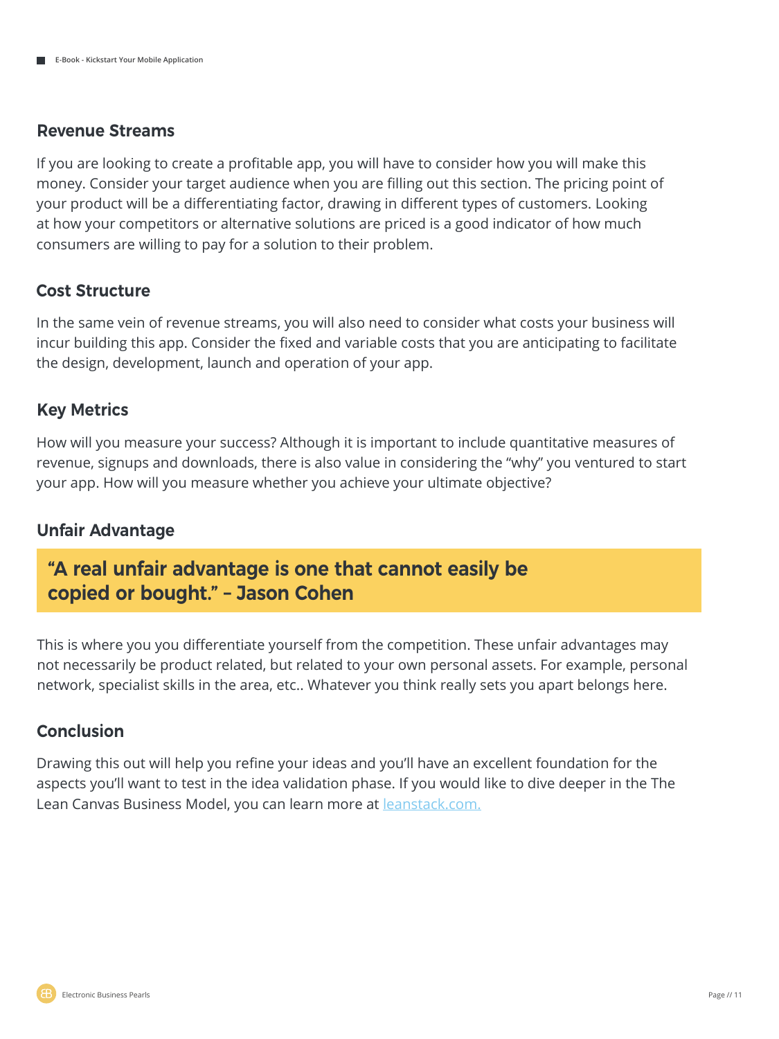### Revenue Streams

If you are looking to create a profitable app, you will have to consider how you will make this money. Consider your target audience when you are filling out this section. The pricing point of your product will be a differentiating factor, drawing in different types of customers. Looking at how your competitors or alternative solutions are priced is a good indicator of how much consumers are willing to pay for a solution to their problem.

### Cost Structure

In the same vein of revenue streams, you will also need to consider what costs your business will incur building this app. Consider the fixed and variable costs that you are anticipating to facilitate the design, development, launch and operation of your app.

### Key Metrics

How will you measure your success? Although it is important to include quantitative measures of revenue, signups and downloads, there is also value in considering the "why" you ventured to start your app. How will you measure whether you achieve your ultimate objective?

### Unfair Advantage

> **"A real unfair advantage is one that cannot easily be copied or bought." – Jason Cohen**

This is where you you differentiate yourself from the competition. These unfair advantages may not necessarily be product related, but related to your own personal assets. For example, personal network, specialist skills in the area, etc.. Whatever you think really sets you apart belongs here.

### Conclusion

Drawing this out will help you refine your ideas and you'll have an excellent foundation for the aspects you'll want to test in the idea validation phase. If you would like to dive deeper in the The Lean Canvas Business Model, you can learn more at [leanstack.com.](http://leanstack.com)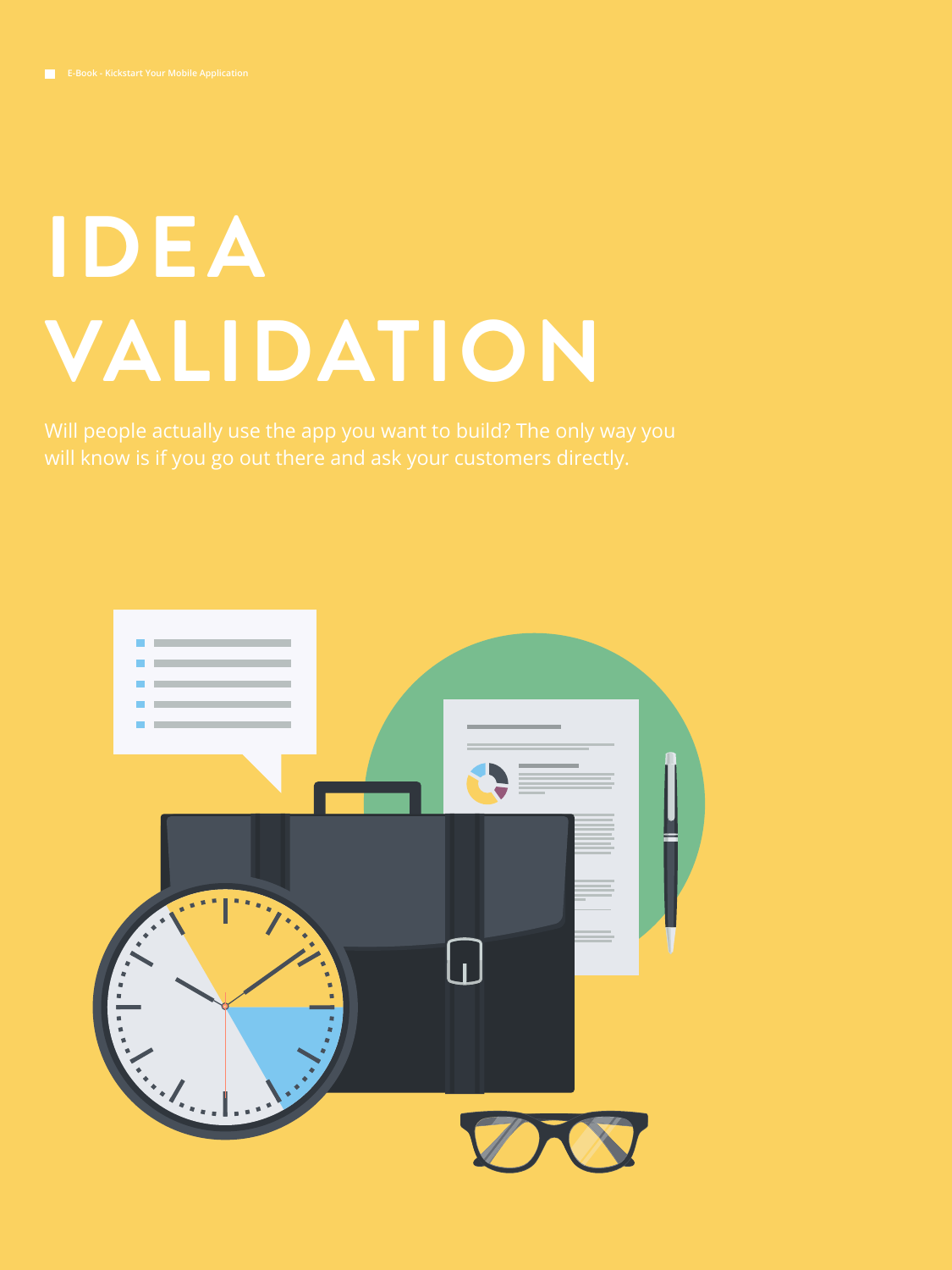# IDEA VALIDATION

Will people actually use the app you want to build? The only way you will know is if you go out there and ask your customers directly.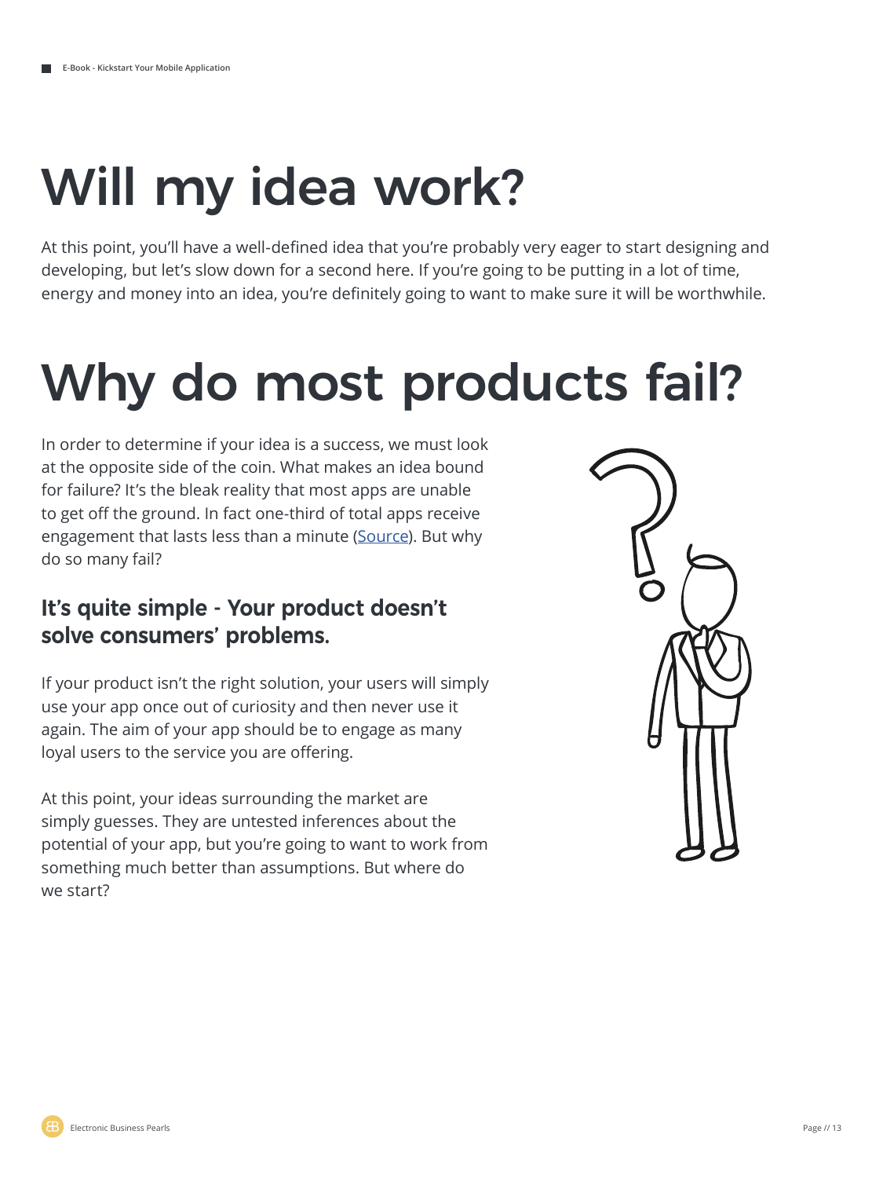# Will my idea work?

At this point, you'll have a well-defined idea that you're probably very eager to start designing and developing, but let's slow down for a second here. If you're going to be putting in a lot of time, energy and money into an idea, you're definitely going to want to make sure it will be worthwhile.

# Why do most products fail?

In order to determine if your idea is a success, we must look at the opposite side of the coin. What makes an idea bound for failure? It's the bleak reality that most apps are unable to get off the ground. In fact one-third of total apps receive engagement that lasts less than a minute (Source). But why do so many fail?

### It's quite simple - Your product doesn't solve consumers' problems.

If your product isn't the right solution, your users will simply use your app once out of curiosity and then never use it again. The aim of your app should be to engage as many loyal users to the service you are offering.

At this point, your ideas surrounding the market are simply guesses. They are untested inferences about the potential of your app, but you're going to want to work from something much better than assumptions. But where do we start?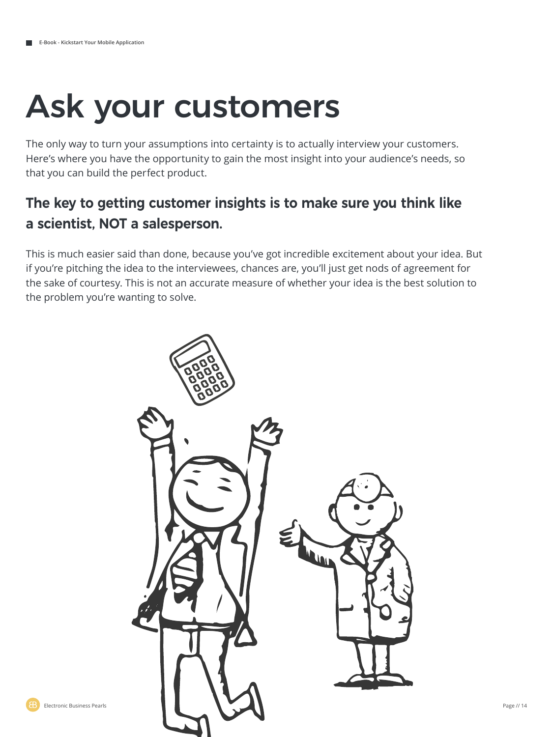# Ask your customers

The only way to turn your assumptions into certainty is to actually interview your customers. Here's where you have the opportunity to gain the most insight into your audience's needs, so that you can build the perfect product.

## The key to getting customer insights is to make sure you think like a scientist, NOT a salesperson.

This is much easier said than done, because you've got incredible excitement about your idea. But if you're pitching the idea to the interviewees, chances are, you'll just get nods of agreement for the sake of courtesy. This is not an accurate measure of whether your idea is the best solution to the problem you're wanting to solve.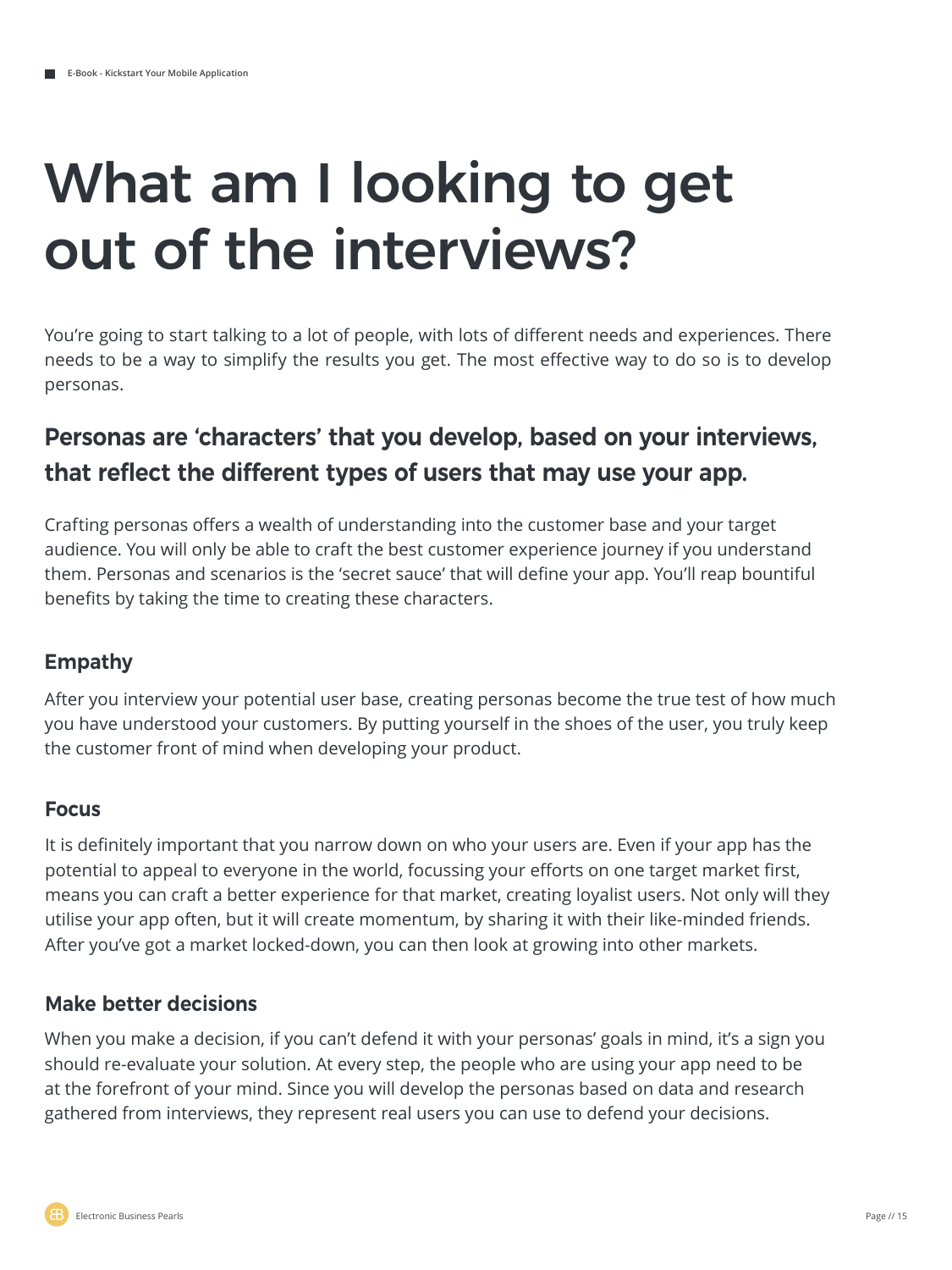# What am I looking to get out of the interviews?

You're going to start talking to a lot of people, with lots of different needs and experiences. There needs to be a way to simplify the results you get. The most effective way to do so is to develop personas.

## Personas are 'characters' that you develop, based on your interviews, that reflect the different types of users that may use your app.

Crafting personas offers a wealth of understanding into the customer base and your target audience. You will only be able to craft the best customer experience journey if you understand them. Personas and scenarios is the 'secret sauce' that will define your app. You'll reap bountiful benefits by taking the time to creating these characters.

### Empathy

After you interview your potential user base, creating personas become the true test of how much you have understood your customers. By putting yourself in the shoes of the user, you truly keep the customer front of mind when developing your product.

### Focus

It is definitely important that you narrow down on who your users are. Even if your app has the potential to appeal to everyone in the world, focussing your efforts on one target market first, means you can craft a better experience for that market, creating loyalist users. Not only will they utilise your app often, but it will create momentum, by sharing it with their like-minded friends. After you've got a market locked-down, you can then look at growing into other markets.

### Make better decisions

When you make a decision, if you can't defend it with your personas' goals in mind, it's a sign you should re-evaluate your solution. At every step, the people who are using your app need to be at the forefront of your mind. Since you will develop the personas based on data and research gathered from interviews, they represent real users you can use to defend your decisions.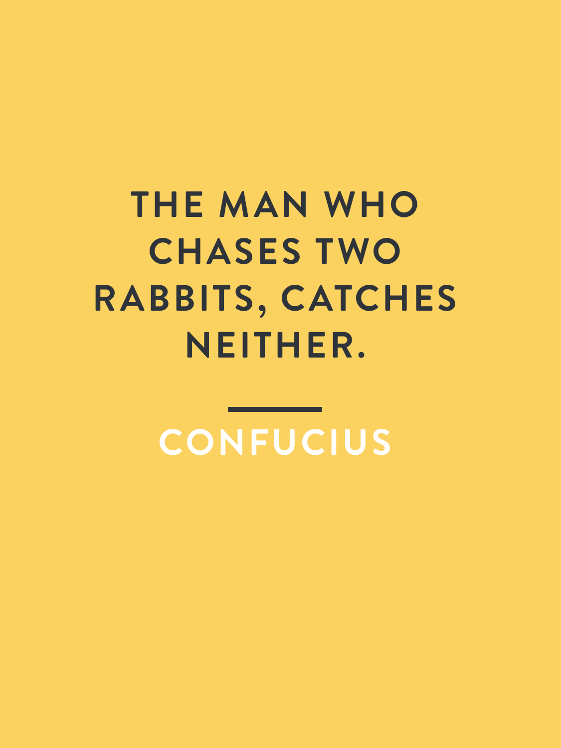# THE MAN WHO CHASES TWO RABBITS, CATCHES NEITHER.

---

**CONFUCIUS**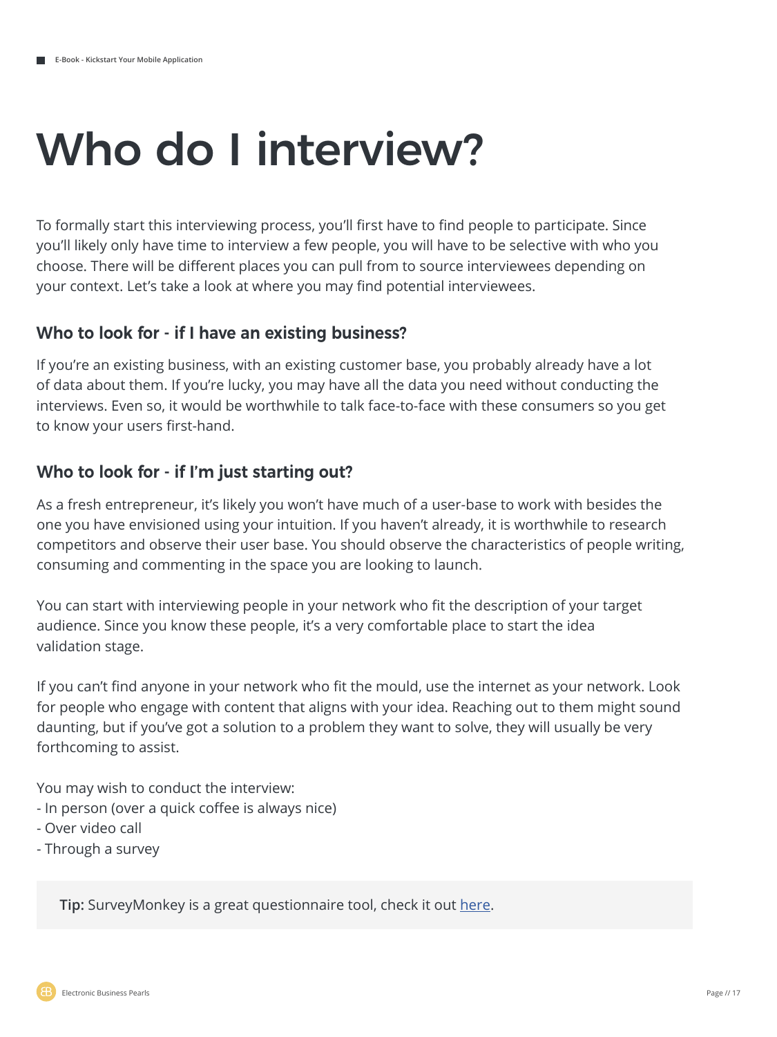# Who do I interview?

To formally start this interviewing process, you'll first have to find people to participate. Since you'll likely only have time to interview a few people, you will have to be selective with who you choose. There will be different places you can pull from to source interviewees depending on your context. Let's take a look at where you may find potential interviewees.

### Who to look for - if I have an existing business?

If you're an existing business, with an existing customer base, you probably already have a lot of data about them. If you're lucky, you may have all the data you need without conducting the interviews. Even so, it would be worthwhile to talk face-to-face with these consumers so you get to know your users first-hand.

### Who to look for - if I'm just starting out?

As a fresh entrepreneur, it's likely you won't have much of a user-base to work with besides the one you have envisioned using your intuition. If you haven't already, it is worthwhile to research competitors and observe their user base. You should observe the characteristics of people writing, consuming and commenting in the space you are looking to launch.

You can start with interviewing people in your network who fit the description of your target audience. Since you know these people, it's a very comfortable place to start the idea validation stage.

If you can't find anyone in your network who fit the mould, use the internet as your network. Look for people who engage with content that aligns with your idea. Reaching out to them might sound daunting, but if you've got a solution to a problem they want to solve, they will usually be very forthcoming to assist.

You may wish to conduct the interview:
- In person (over a quick coffee is always nice)
- Over video call
- Through a survey

**Tip:** SurveyMonkey is a great questionnaire tool, check it out here.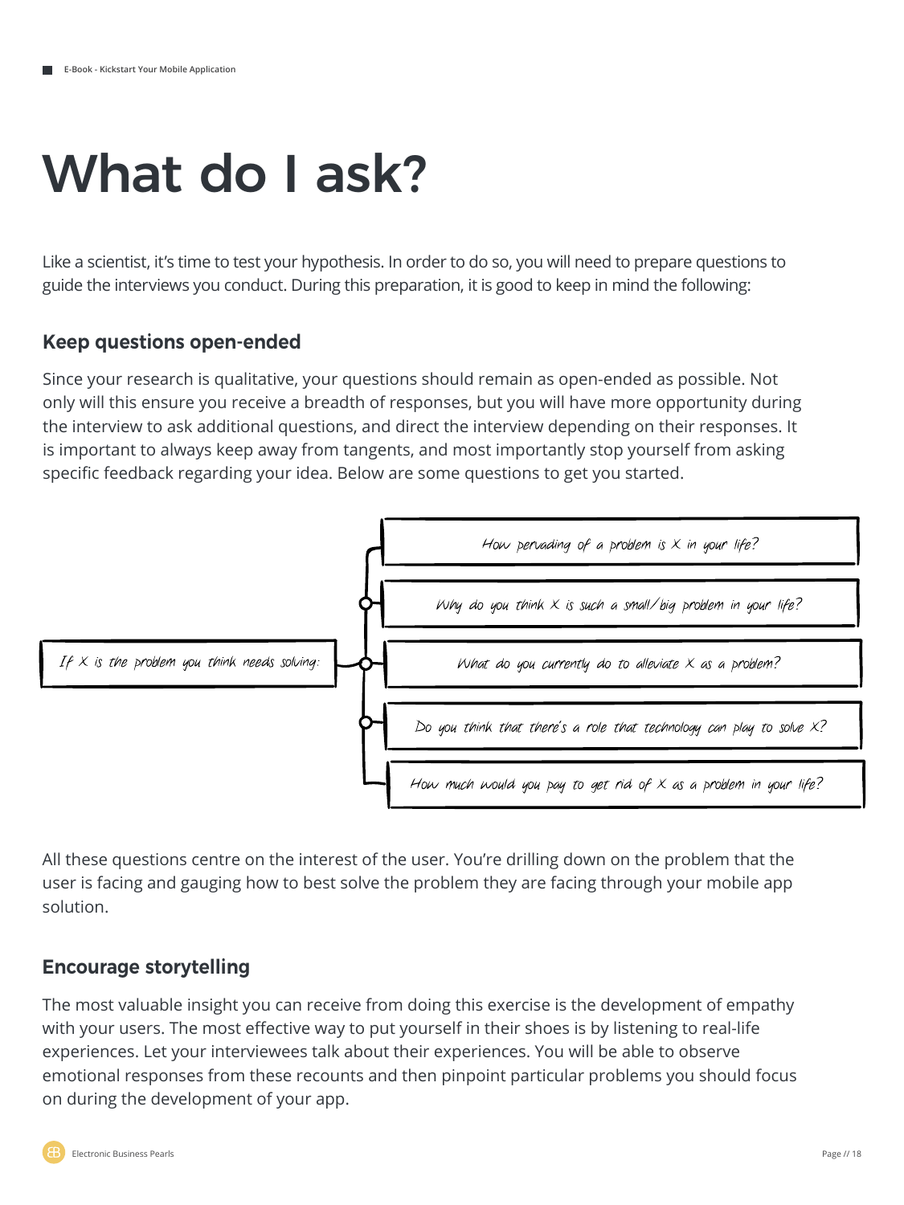# What do I ask?

Like a scientist, it's time to test your hypothesis. In order to do so, you will need to prepare questions to guide the interviews you conduct. During this preparation, it is good to keep in mind the following:

## Keep questions open-ended

Since your research is qualitative, your questions should remain as open-ended as possible. Not only will this ensure you receive a breadth of responses, but you will have more opportunity during the interview to ask additional questions, and direct the interview depending on their responses. It is important to always keep away from tangents, and most importantly stop yourself from asking specific feedback regarding your idea. Below are some questions to get you started.

*If X is the problem you think needs solving:*

- *How pervading of a problem is X in your life?*
- *Why do you think X is such a small/big problem in your life?*
- *What do you currently do to alleviate X as a problem?*
- *Do you think that there's a role that technology can play to solve X?*
- *How much would you pay to get rid of X as a problem in your life?*

All these questions centre on the interest of the user. You're drilling down on the problem that the user is facing and gauging how to best solve the problem they are facing through your mobile app solution.

## Encourage storytelling

The most valuable insight you can receive from doing this exercise is the development of empathy with your users. The most effective way to put yourself in their shoes is by listening to real-life experiences. Let your interviewees talk about their experiences. You will be able to observe emotional responses from these recounts and then pinpoint particular problems you should focus on during the development of your app.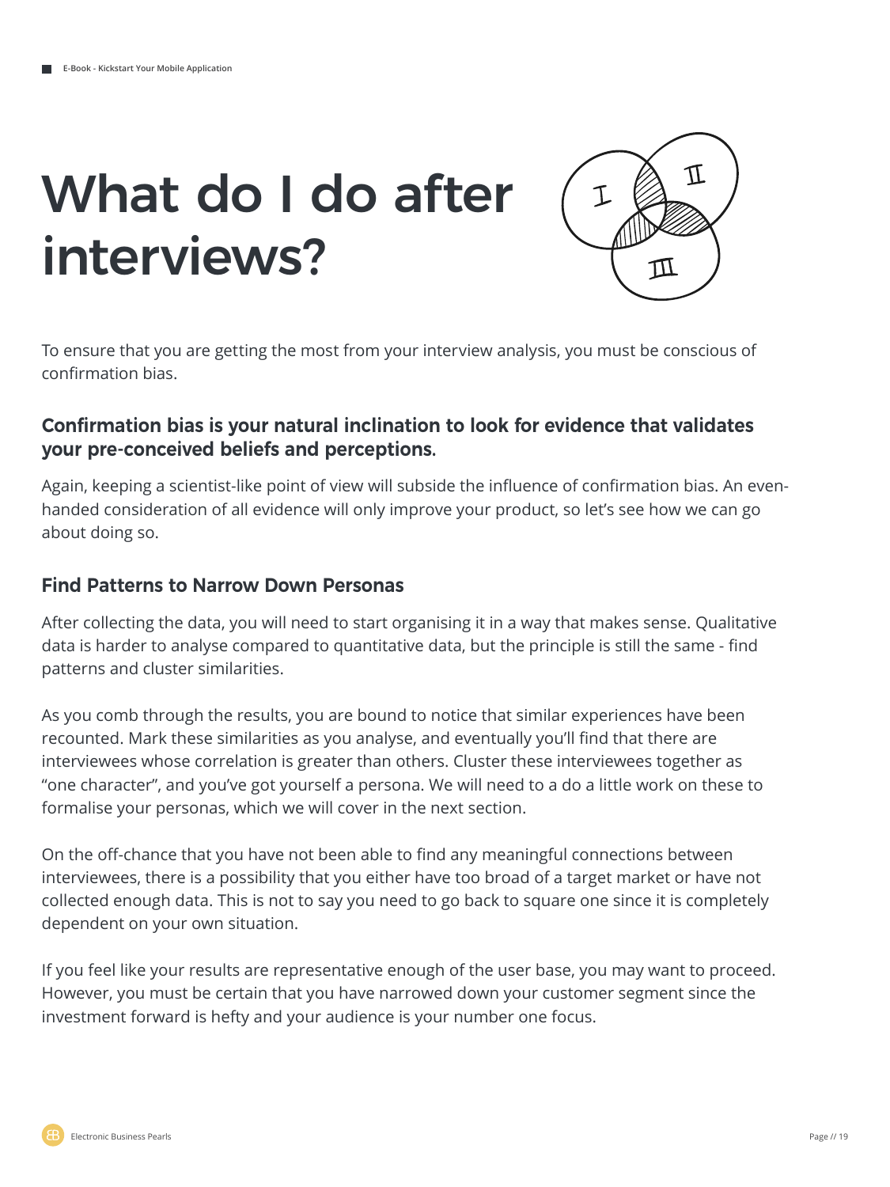# What do I do after interviews?

To ensure that you are getting the most from your interview analysis, you must be conscious of confirmation bias.

### Confirmation bias is your natural inclination to look for evidence that validates your pre-conceived beliefs and perceptions.

Again, keeping a scientist-like point of view will subside the influence of confirmation bias. An even-handed consideration of all evidence will only improve your product, so let's see how we can go about doing so.

### Find Patterns to Narrow Down Personas

After collecting the data, you will need to start organising it in a way that makes sense. Qualitative data is harder to analyse compared to quantitative data, but the principle is still the same - find patterns and cluster similarities.

As you comb through the results, you are bound to notice that similar experiences have been recounted. Mark these similarities as you analyse, and eventually you'll find that there are interviewees whose correlation is greater than others. Cluster these interviewees together as "one character", and you've got yourself a persona. We will need to a do a little work on these to formalise your personas, which we will cover in the next section.

On the off-chance that you have not been able to find any meaningful connections between interviewees, there is a possibility that you either have too broad of a target market or have not collected enough data. This is not to say you need to go back to square one since it is completely dependent on your own situation.

If you feel like your results are representative enough of the user base, you may want to proceed. However, you must be certain that you have narrowed down your customer segment since the investment forward is hefty and your audience is your number one focus.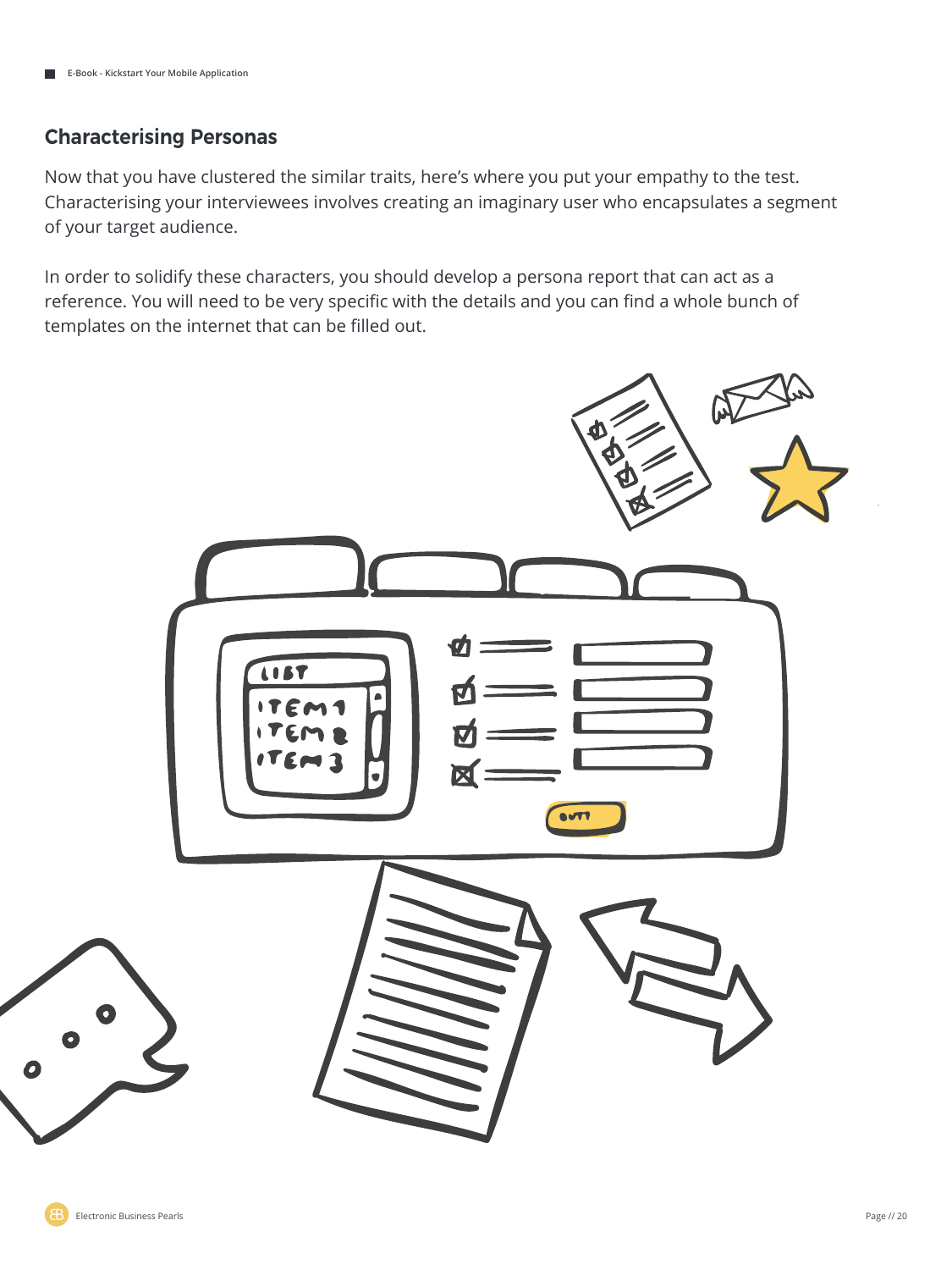## Characterising Personas

Now that you have clustered the similar traits, here's where you put your empathy to the test. Characterising your interviewees involves creating an imaginary user who encapsulates a segment of your target audience.

In order to solidify these characters, you should develop a persona report that can act as a reference. You will need to be very specific with the details and you can find a whole bunch of templates on the internet that can be filled out.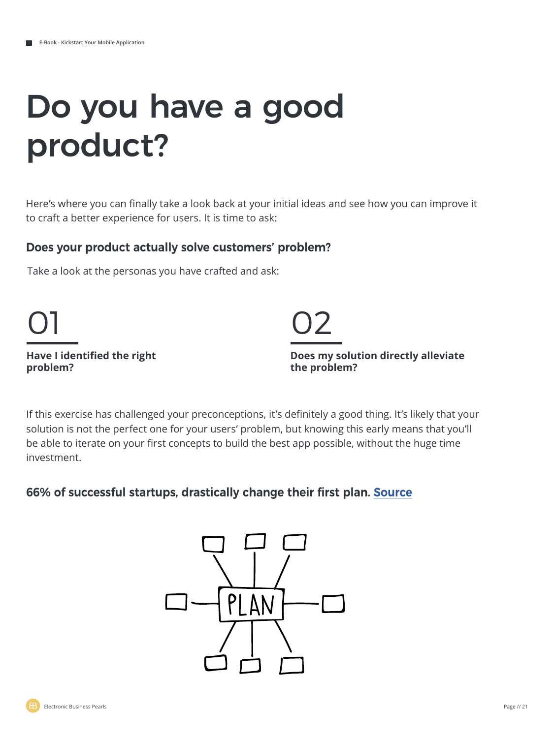# Do you have a good product?

Here's where you can finally take a look back at your initial ideas and see how you can improve it to craft a better experience for users. It is time to ask:

### Does your product actually solve customers' problem?

Take a look at the personas you have crafted and ask:

01

**Have I identified the right problem?**

02

**Does my solution directly alleviate the problem?**

If this exercise has challenged your preconceptions, it's definitely a good thing. It's likely that your solution is not the perfect one for your users' problem, but knowing this early means that you'll be able to iterate on your first concepts to build the best app possible, without the huge time investment.

**66% of successful startups, drastically change their first plan. Source**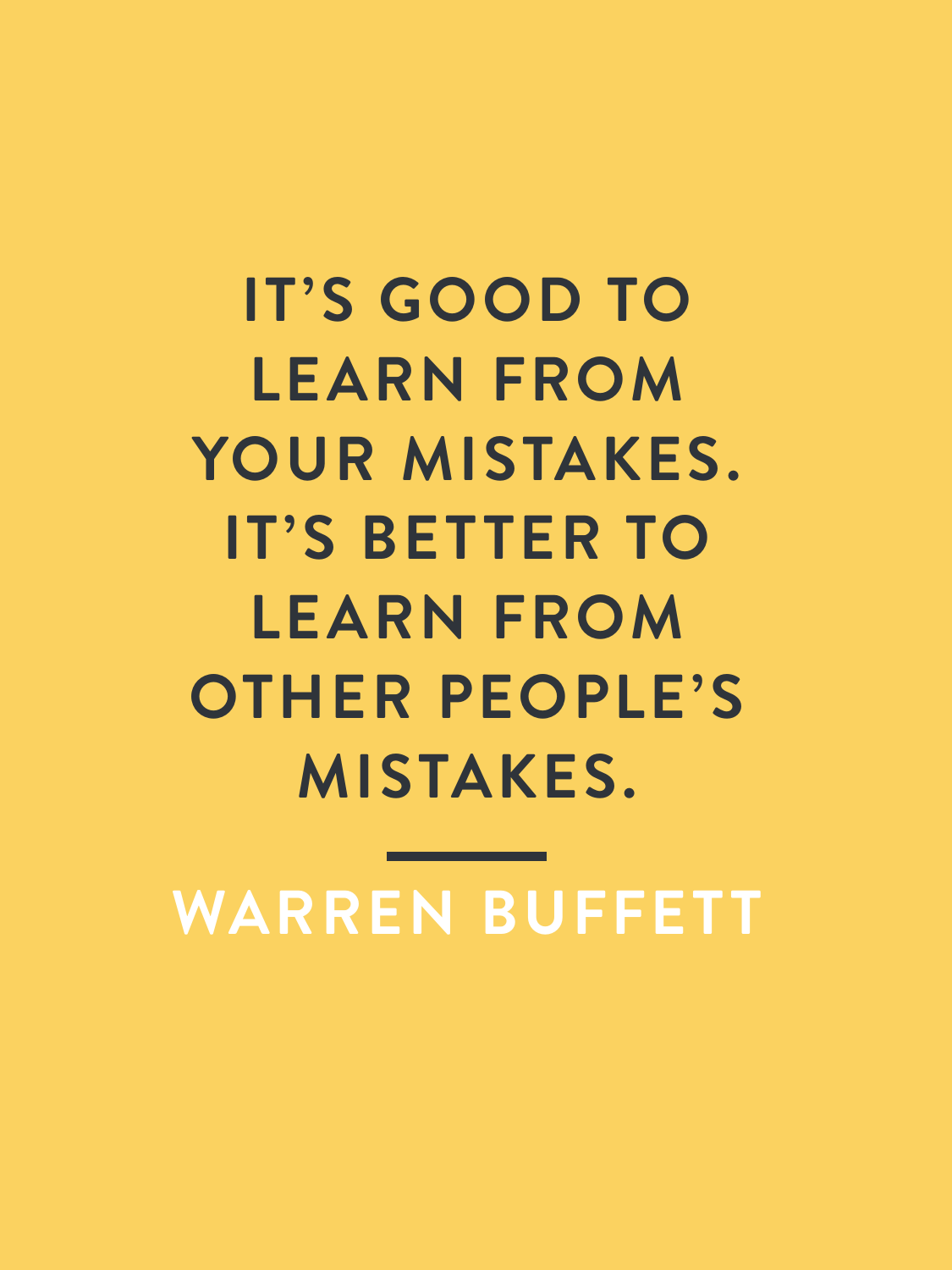# IT'S GOOD TO LEARN FROM YOUR MISTAKES. IT'S BETTER TO LEARN FROM OTHER PEOPLE'S MISTAKES.

---

**WARREN BUFFETT**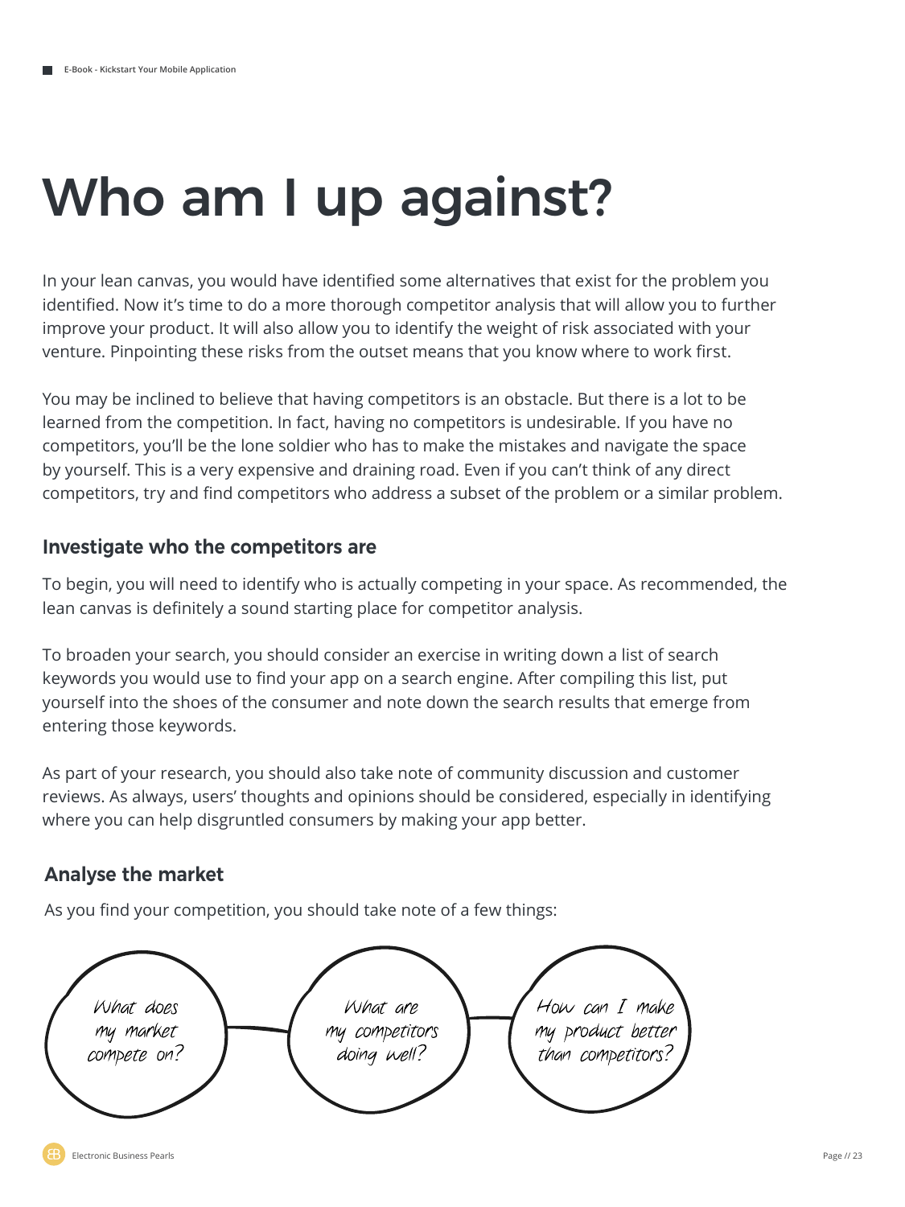# Who am I up against?

In your lean canvas, you would have identified some alternatives that exist for the problem you identified. Now it's time to do a more thorough competitor analysis that will allow you to further improve your product. It will also allow you to identify the weight of risk associated with your venture. Pinpointing these risks from the outset means that you know where to work first.

You may be inclined to believe that having competitors is an obstacle. But there is a lot to be learned from the competition. In fact, having no competitors is undesirable. If you have no competitors, you'll be the lone soldier who has to make the mistakes and navigate the space by yourself. This is a very expensive and draining road. Even if you can't think of any direct competitors, try and find competitors who address a subset of the problem or a similar problem.

### Investigate who the competitors are

To begin, you will need to identify who is actually competing in your space. As recommended, the lean canvas is definitely a sound starting place for competitor analysis.

To broaden your search, you should consider an exercise in writing down a list of search keywords you would use to find your app on a search engine. After compiling this list, put yourself into the shoes of the consumer and note down the search results that emerge from entering those keywords.

As part of your research, you should also take note of community discussion and customer reviews. As always, users' thoughts and opinions should be considered, especially in identifying where you can help disgruntled consumers by making your app better.

### Analyse the market

As you find your competition, you should take note of a few things:

What does my market compete on?

What are my competitors doing well?

How can I make my product better than competitors?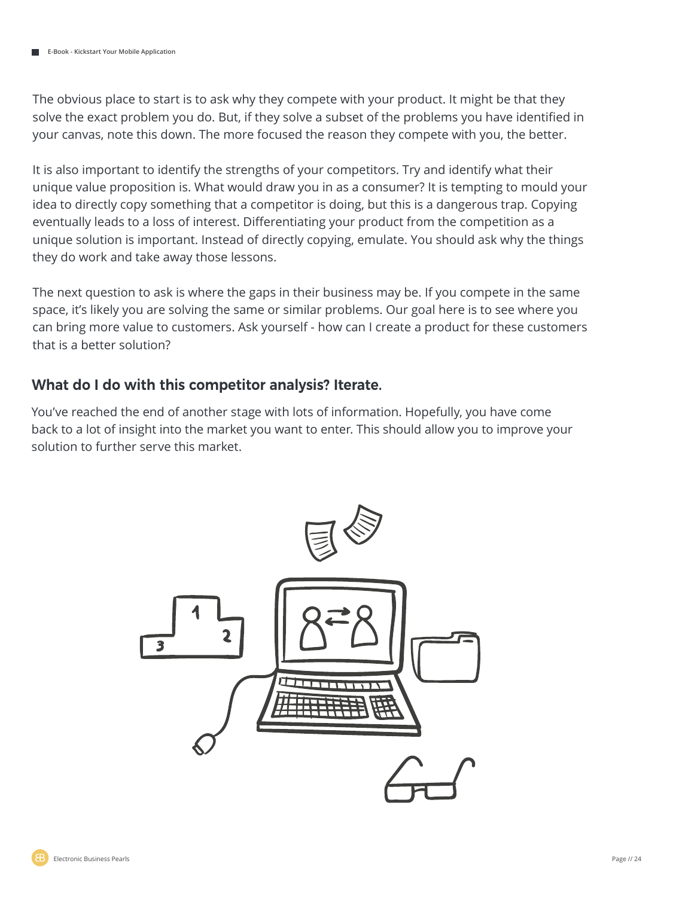The obvious place to start is to ask why they compete with your product. It might be that they solve the exact problem you do. But, if they solve a subset of the problems you have identified in your canvas, note this down. The more focused the reason they compete with you, the better.

It is also important to identify the strengths of your competitors. Try and identify what their unique value proposition is. What would draw you in as a consumer? It is tempting to mould your idea to directly copy something that a competitor is doing, but this is a dangerous trap. Copying eventually leads to a loss of interest. Differentiating your product from the competition as a unique solution is important. Instead of directly copying, emulate. You should ask why the things they do work and take away those lessons.

The next question to ask is where the gaps in their business may be. If you compete in the same space, it's likely you are solving the same or similar problems. Our goal here is to see where you can bring more value to customers. Ask yourself - how can I create a product for these customers that is a better solution?

### What do I do with this competitor analysis? Iterate.

You've reached the end of another stage with lots of information. Hopefully, you have come back to a lot of insight into the market you want to enter. This should allow you to improve your solution to further serve this market.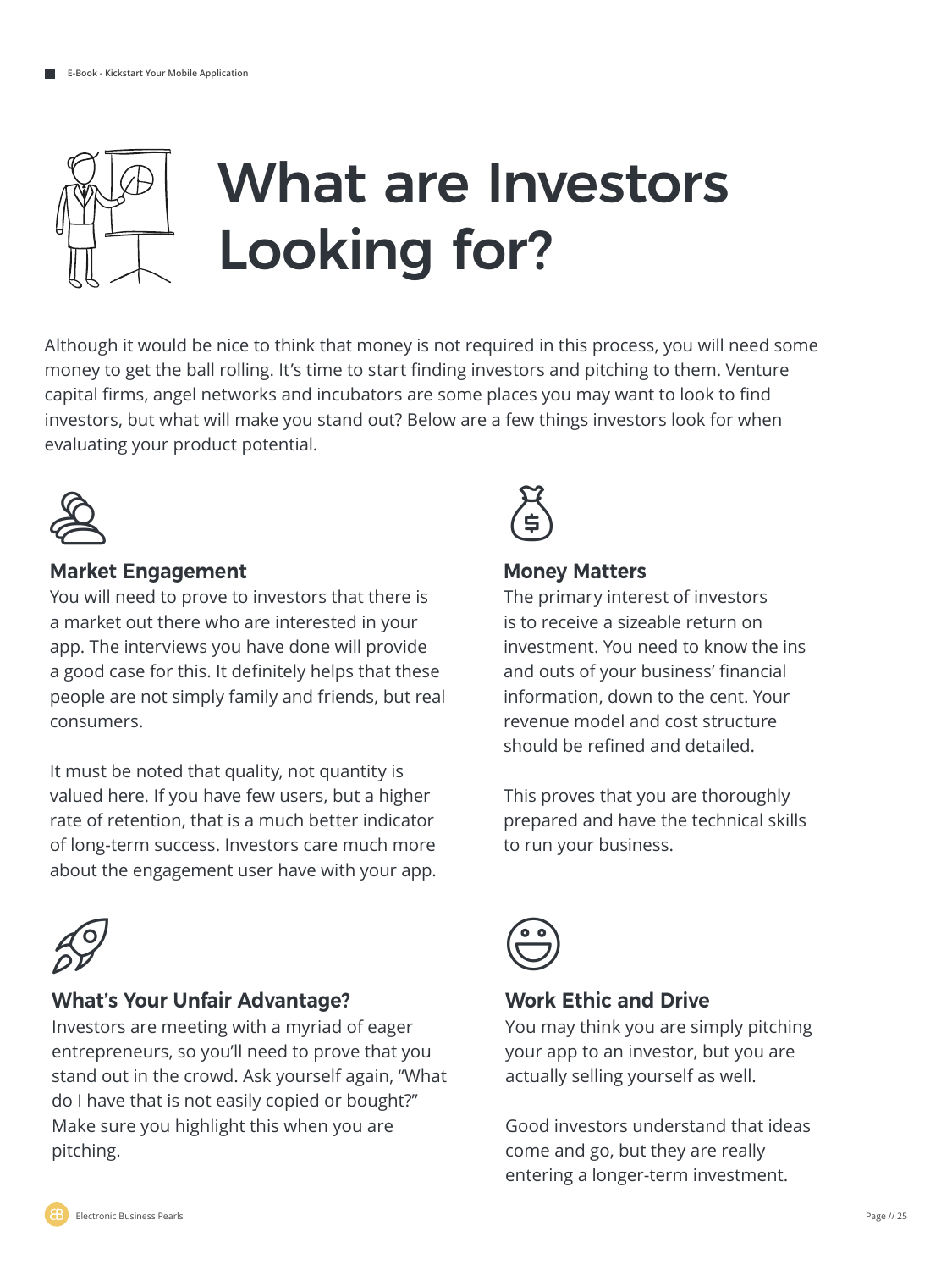# What are Investors Looking for?

Although it would be nice to think that money is not required in this process, you will need some money to get the ball rolling. It's time to start finding investors and pitching to them. Venture capital firms, angel networks and incubators are some places you may want to look to find investors, but what will make you stand out? Below are a few things investors look for when evaluating your product potential.

### Market Engagement

You will need to prove to investors that there is a market out there who are interested in your app. The interviews you have done will provide a good case for this. It definitely helps that these people are not simply family and friends, but real consumers.

It must be noted that quality, not quantity is valued here. If you have few users, but a higher rate of retention, that is a much better indicator of long-term success. Investors care much more about the engagement user have with your app.

### Money Matters

The primary interest of investors is to receive a sizeable return on investment. You need to know the ins and outs of your business' financial information, down to the cent. Your revenue model and cost structure should be refined and detailed.

This proves that you are thoroughly prepared and have the technical skills to run your business.

### What's Your Unfair Advantage?

Investors are meeting with a myriad of eager entrepreneurs, so you'll need to prove that you stand out in the crowd. Ask yourself again, "What do I have that is not easily copied or bought?" Make sure you highlight this when you are pitching.

### Work Ethic and Drive

You may think you are simply pitching your app to an investor, but you are actually selling yourself as well.

Good investors understand that ideas come and go, but they are really entering a longer-term investment.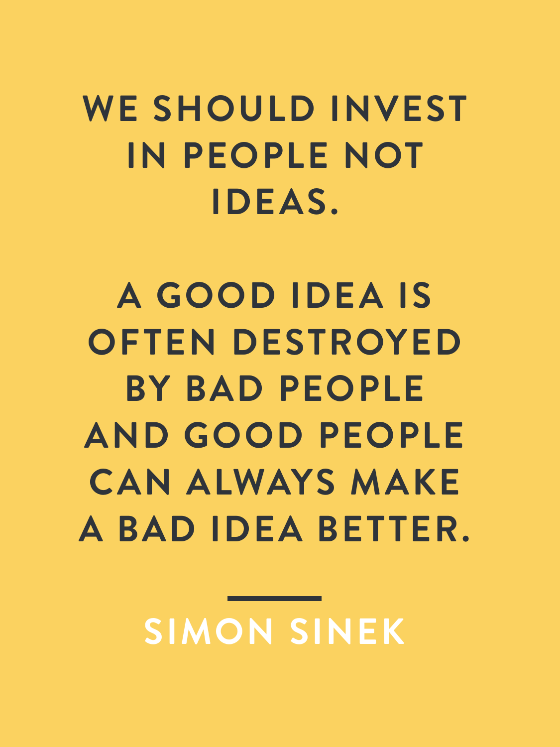WE SHOULD INVEST IN PEOPLE NOT IDEAS.

A GOOD IDEA IS OFTEN DESTROYED BY BAD PEOPLE AND GOOD PEOPLE CAN ALWAYS MAKE A BAD IDEA BETTER.

---

SIMON SINEK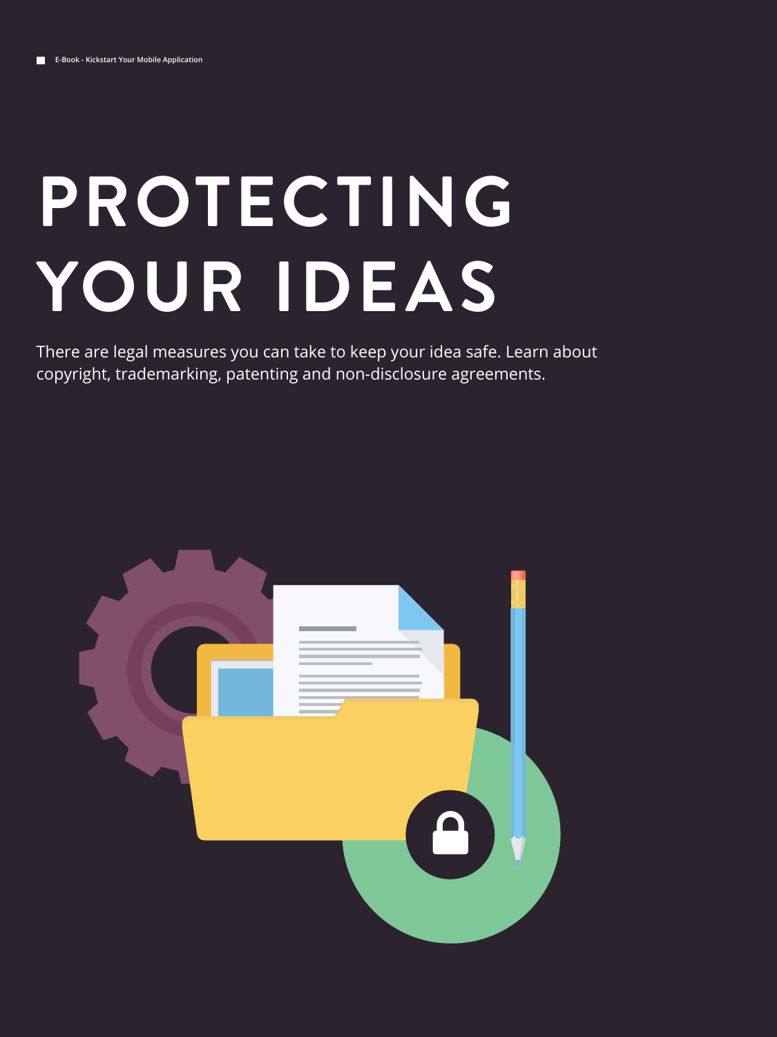# PROTECTING YOUR IDEAS

There are legal measures you can take to keep your idea safe. Learn about copyright, trademarking, patenting and non-disclosure agreements.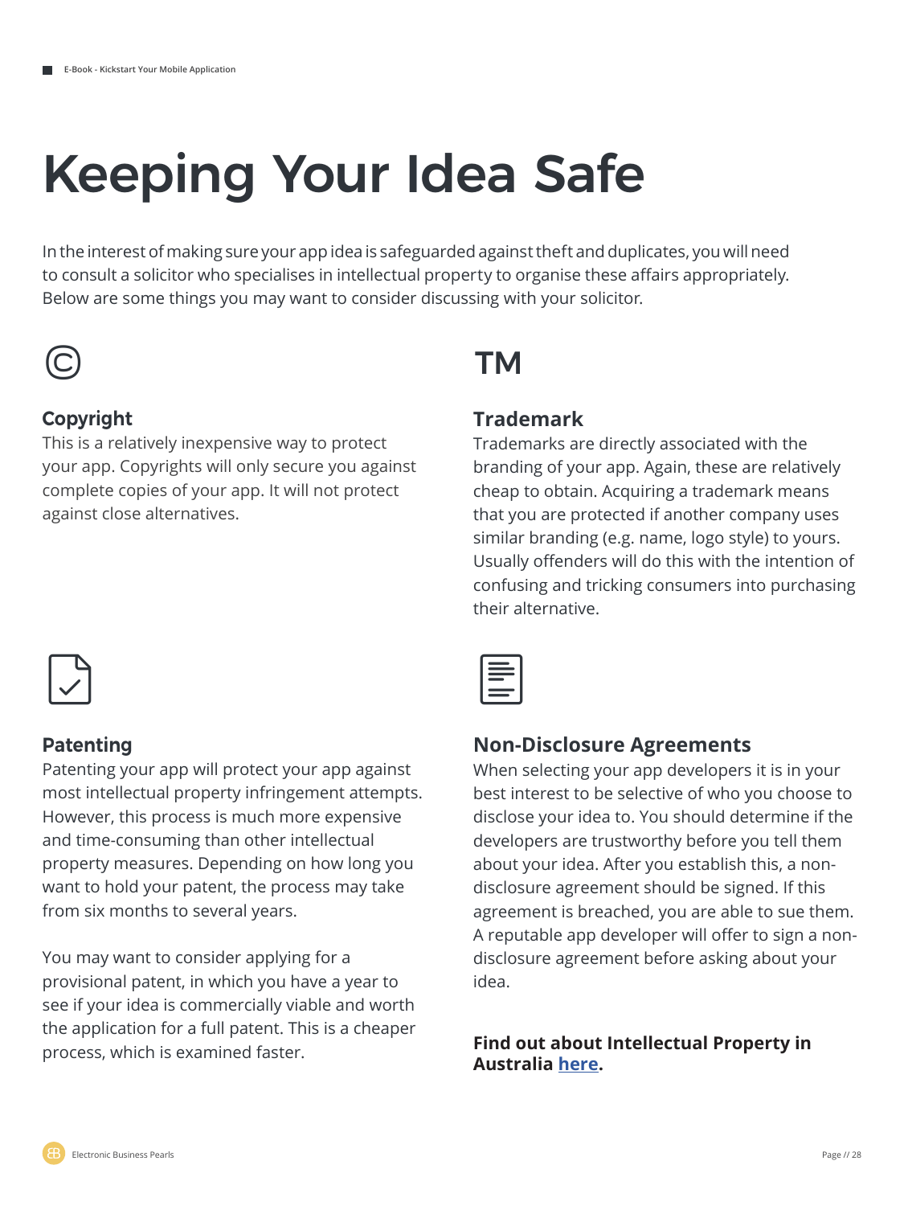# Keeping Your Idea Safe

In the interest of making sure your app idea is safeguarded against theft and duplicates, you will need to consult a solicitor who specialises in intellectual property to organise these affairs appropriately. Below are some things you may want to consider discussing with your solicitor.

## Copyright

This is a relatively inexpensive way to protect your app. Copyrights will only secure you against complete copies of your app. It will not protect against close alternatives.

## Trademark

Trademarks are directly associated with the branding of your app. Again, these are relatively cheap to obtain. Acquiring a trademark means that you are protected if another company uses similar branding (e.g. name, logo style) to yours. Usually offenders will do this with the intention of confusing and tricking consumers into purchasing their alternative.

## Patenting

Patenting your app will protect your app against most intellectual property infringement attempts. However, this process is much more expensive and time-consuming than other intellectual property measures. Depending on how long you want to hold your patent, the process may take from six months to several years.

You may want to consider applying for a provisional patent, in which you have a year to see if your idea is commercially viable and worth the application for a full patent. This is a cheaper process, which is examined faster.

## Non-Disclosure Agreements

When selecting your app developers it is in your best interest to be selective of who you choose to disclose your idea to. You should determine if the developers are trustworthy before you tell them about your idea. After you establish this, a non-disclosure agreement should be signed. If this agreement is breached, you are able to sue them. A reputable app developer will offer to sign a non-disclosure agreement before asking about your idea.

**Find out about Intellectual Property in Australia here.**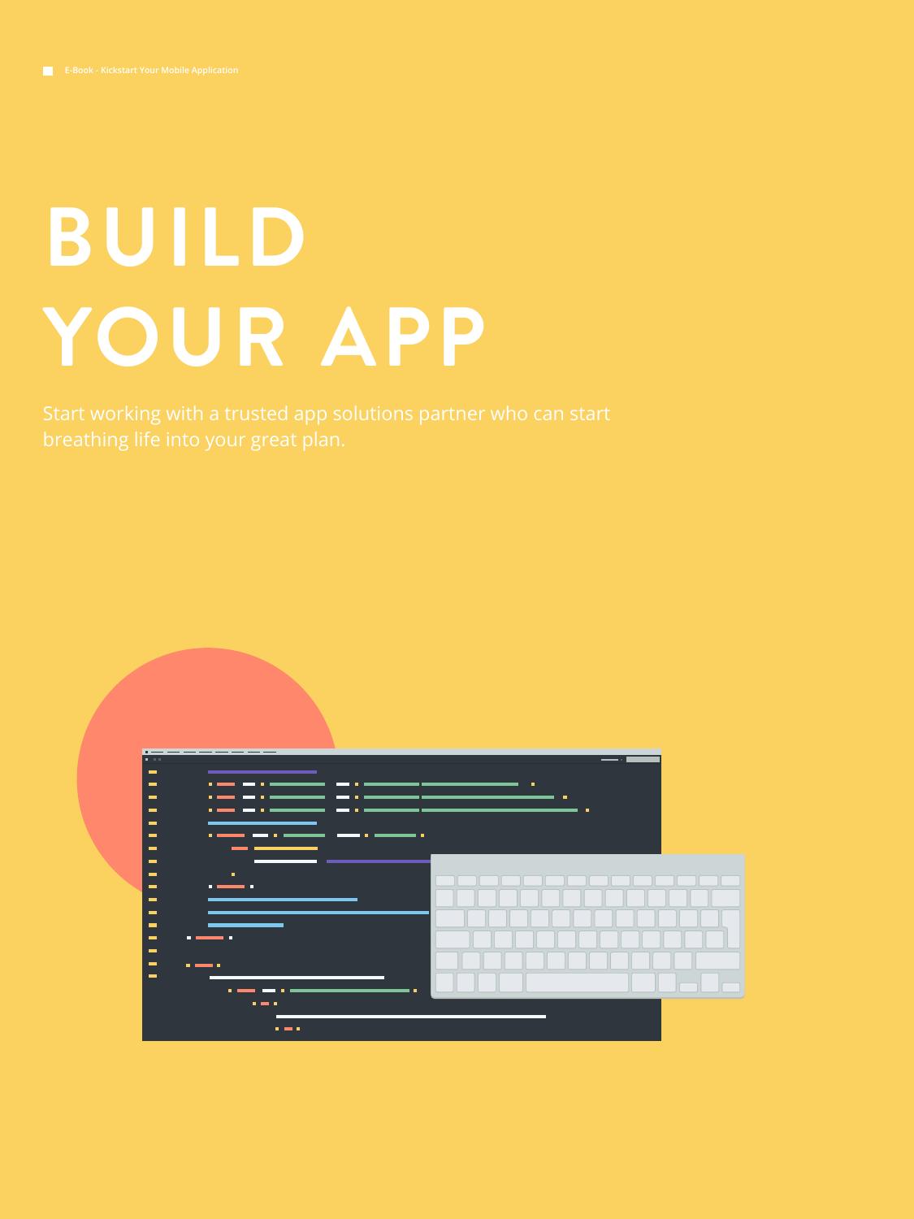# BUILD YOUR APP

Start working with a trusted app solutions partner who can start breathing life into your great plan.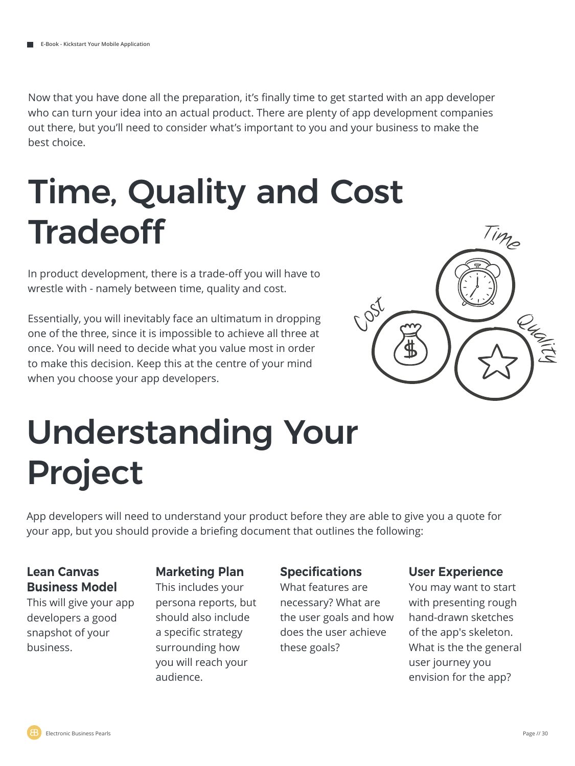Now that you have done all the preparation, it's finally time to get started with an app developer who can turn your idea into an actual product. There are plenty of app development companies out there, but you'll need to consider what's important to you and your business to make the best choice.

# Time, Quality and Cost Tradeoff

In product development, there is a trade-off you will have to wrestle with - namely between time, quality and cost.

Essentially, you will inevitably face an ultimatum in dropping one of the three, since it is impossible to achieve all three at once. You will need to decide what you value most in order to make this decision. Keep this at the centre of your mind when you choose your app developers.

# Understanding Your Project

App developers will need to understand your product before they are able to give you a quote for your app, but you should provide a briefing document that outlines the following:

**Lean Canvas Business Model**
This will give your app developers a good snapshot of your business.

**Marketing Plan**
This includes your persona reports, but should also include a specific strategy surrounding how you will reach your audience.

**Specifications**
What features are necessary? What are the user goals and how does the user achieve these goals?

**User Experience**
You may want to start with presenting rough hand-drawn sketches of the app's skeleton. What is the the general user journey you envision for the app?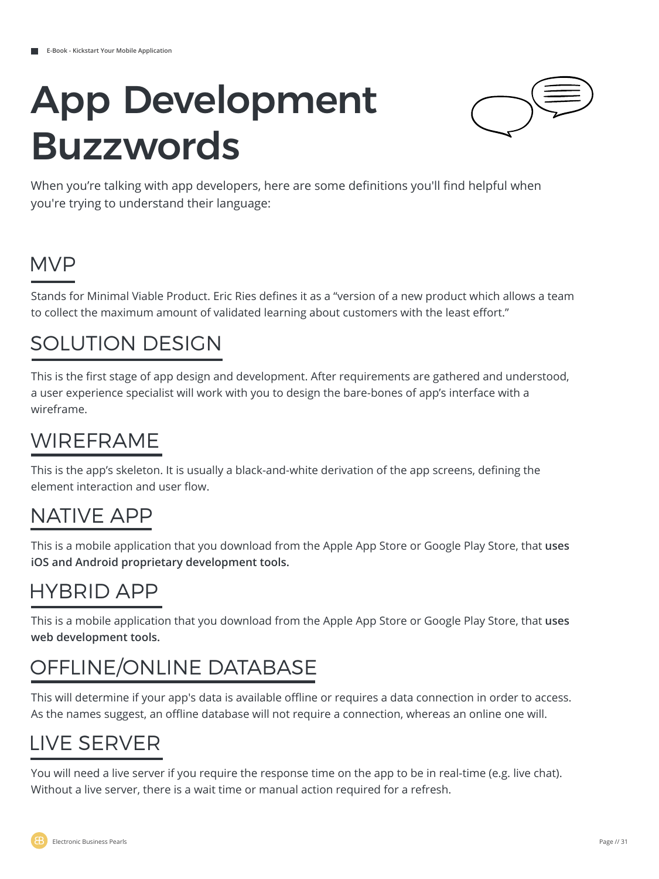# App Development Buzzwords

When you’re talking with app developers, here are some definitions you'll find helpful when you're trying to understand their language:

## MVP

Stands for Minimal Viable Product. Eric Ries defines it as a “version of a new product which allows a team to collect the maximum amount of validated learning about customers with the least effort.”

## SOLUTION DESIGN

This is the first stage of app design and development. After requirements are gathered and understood, a user experience specialist will work with you to design the bare-bones of app’s interface with a wireframe.

## WIREFRAME

This is the app’s skeleton. It is usually a black-and-white derivation of the app screens, defining the element interaction and user flow.

## NATIVE APP

This is a mobile application that you download from the Apple App Store or Google Play Store, that **uses iOS and Android proprietary development tools.**

## HYBRID APP

This is a mobile application that you download from the Apple App Store or Google Play Store, that **uses web development tools.**

## OFFLINE/ONLINE DATABASE

This will determine if your app's data is available offline or requires a data connection in order to access. As the names suggest, an offline database will not require a connection, whereas an online one will.

## LIVE SERVER

You will need a live server if you require the response time on the app to be in real-time (e.g. live chat). Without a live server, there is a wait time or manual action required for a refresh.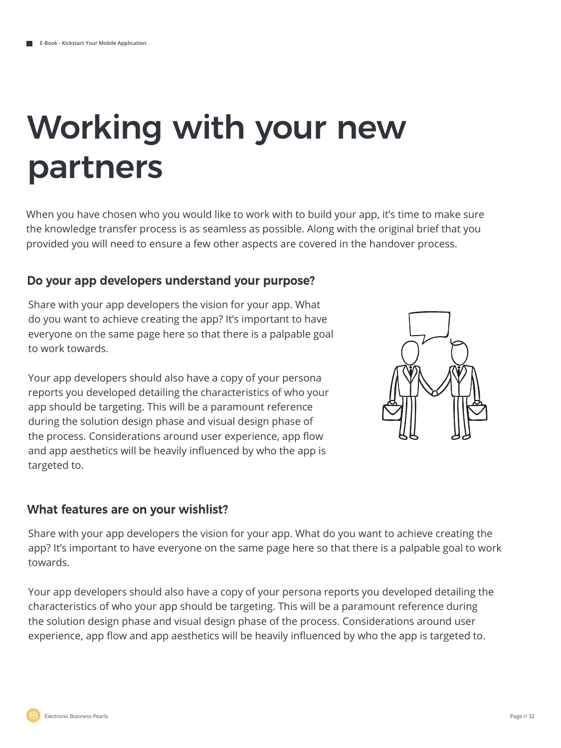# Working with your new partners

When you have chosen who you would like to work with to build your app, it's time to make sure the knowledge transfer process is as seamless as possible. Along with the original brief that you provided you will need to ensure a few other aspects are covered in the handover process.

### Do your app developers understand your purpose?

Share with your app developers the vision for your app. What do you want to achieve creating the app? It's important to have everyone on the same page here so that there is a palpable goal to work towards.

Your app developers should also have a copy of your persona reports you developed detailing the characteristics of who your app should be targeting. This will be a paramount reference during the solution design phase and visual design phase of the process. Considerations around user experience, app flow and app aesthetics will be heavily influenced by who the app is targeted to.

### What features are on your wishlist?

Share with your app developers the vision for your app. What do you want to achieve creating the app? It's important to have everyone on the same page here so that there is a palpable goal to work towards.

Your app developers should also have a copy of your persona reports you developed detailing the characteristics of who your app should be targeting. This will be a paramount reference during the solution design phase and visual design phase of the process. Considerations around user experience, app flow and app aesthetics will be heavily influenced by who the app is targeted to.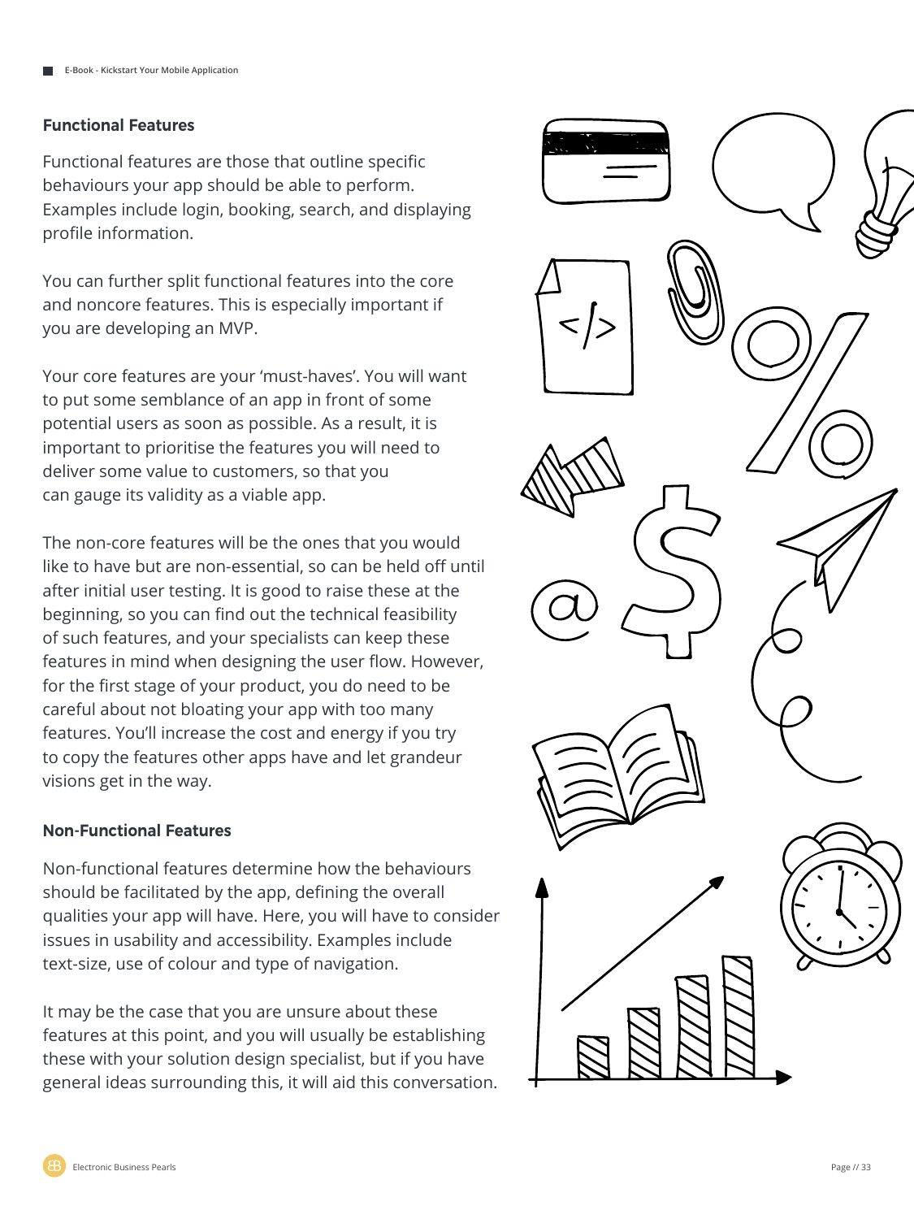### Functional Features

Functional features are those that outline specific behaviours your app should be able to perform. Examples include login, booking, search, and displaying profile information.

You can further split functional features into the core and noncore features. This is especially important if you are developing an MVP.

Your core features are your 'must-haves'. You will want to put some semblance of an app in front of some potential users as soon as possible. As a result, it is important to prioritise the features you will need to deliver some value to customers, so that you can gauge its validity as a viable app.

The non-core features will be the ones that you would like to have but are non-essential, so can be held off until after initial user testing. It is good to raise these at the beginning, so you can find out the technical feasibility of such features, and your specialists can keep these features in mind when designing the user flow. However, for the first stage of your product, you do need to be careful about not bloating your app with too many features. You'll increase the cost and energy if you try to copy the features other apps have and let grandeur visions get in the way.

### Non-Functional Features

Non-functional features determine how the behaviours should be facilitated by the app, defining the overall qualities your app will have. Here, you will have to consider issues in usability and accessibility. Examples include text-size, use of colour and type of navigation.

It may be the case that you are unsure about these features at this point, and you will usually be establishing these with your solution design specialist, but if you have general ideas surrounding this, it will aid this conversation.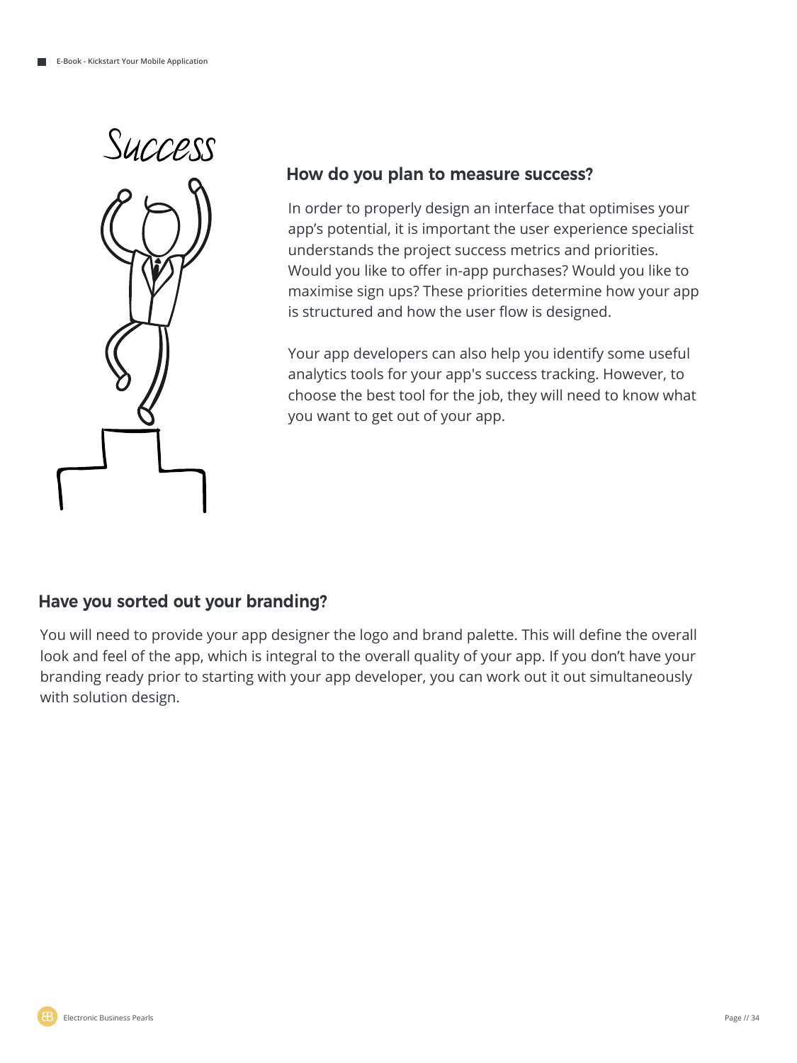## How do you plan to measure success?

In order to properly design an interface that optimises your app's potential, it is important the user experience specialist understands the project success metrics and priorities. Would you like to offer in-app purchases? Would you like to maximise sign ups? These priorities determine how your app is structured and how the user flow is designed.

Your app developers can also help you identify some useful analytics tools for your app's success tracking. However, to choose the best tool for the job, they will need to know what you want to get out of your app.

## Have you sorted out your branding?

You will need to provide your app designer the logo and brand palette. This will define the overall look and feel of the app, which is integral to the overall quality of your app. If you don't have your branding ready prior to starting with your app developer, you can work out it out simultaneously with solution design.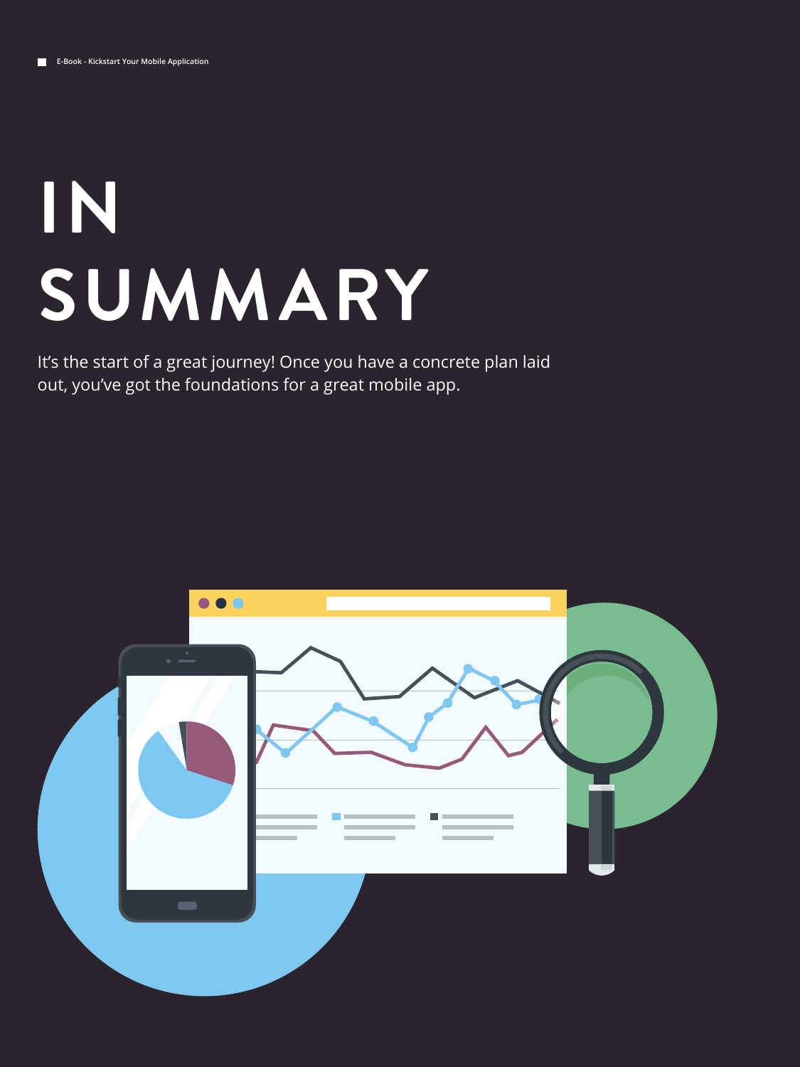# IN SUMMARY

It's the start of a great journey! Once you have a concrete plan laid out, you've got the foundations for a great mobile app.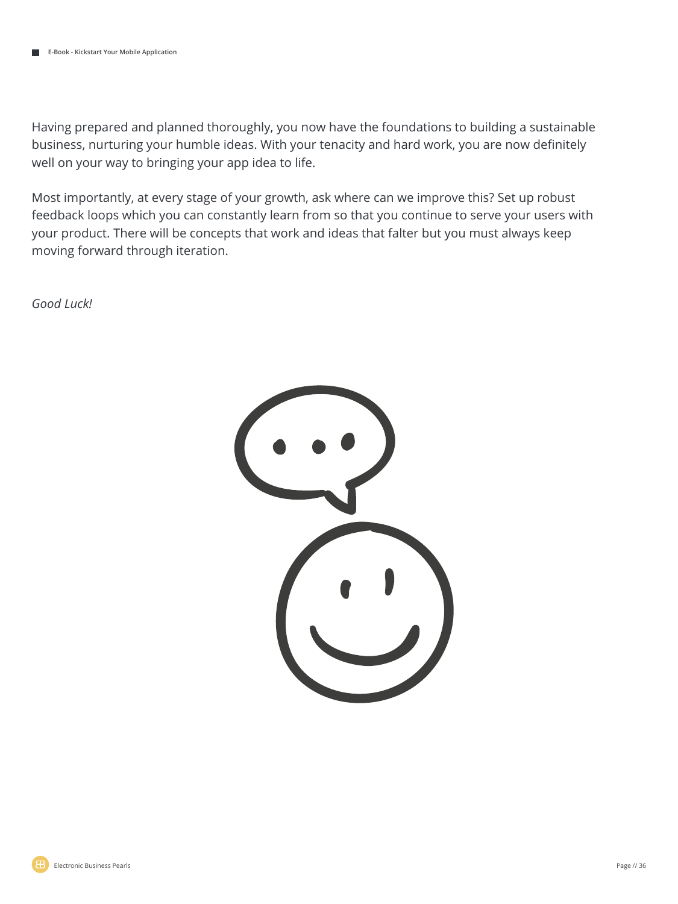Having prepared and planned thoroughly, you now have the foundations to building a sustainable business, nurturing your humble ideas. With your tenacity and hard work, you are now definitely well on your way to bringing your app idea to life.

Most importantly, at every stage of your growth, ask where can we improve this? Set up robust feedback loops which you can constantly learn from so that you continue to serve your users with your product. There will be concepts that work and ideas that falter but you must always keep moving forward through iteration.

*Good Luck!*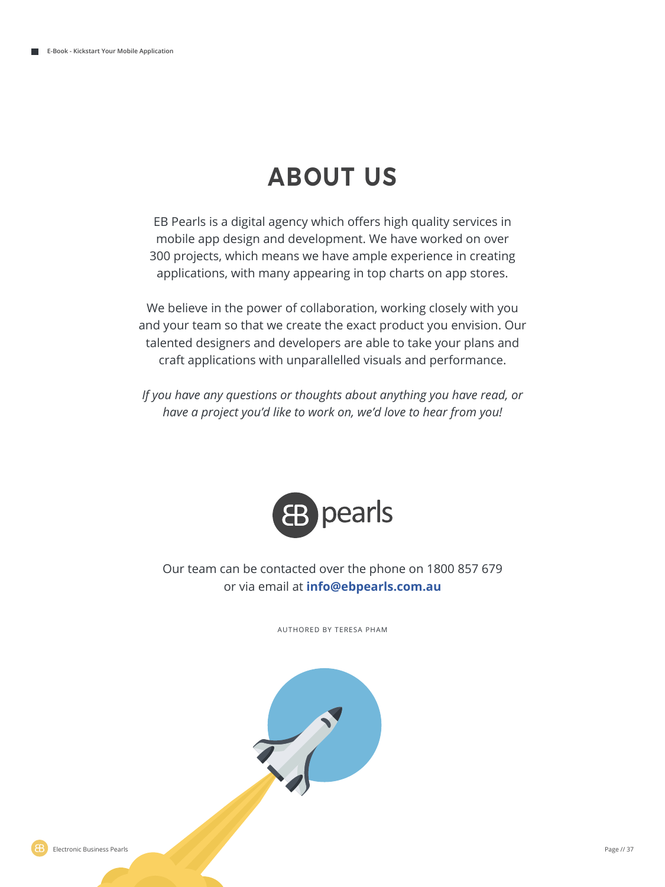# ABOUT US

EB Pearls is a digital agency which offers high quality services in mobile app design and development. We have worked on over 300 projects, which means we have ample experience in creating applications, with many appearing in top charts on app stores.

We believe in the power of collaboration, working closely with you and your team so that we create the exact product you envision. Our talented designers and developers are able to take your plans and craft applications with unparallelled visuals and performance.

*If you have any questions or thoughts about anything you have read, or have a project you'd like to work on, we'd love to hear from you!*

Our team can be contacted over the phone on 1800 857 679 or via email at **info@ebpearls.com.au**

AUTHORED BY TERESA PHAM